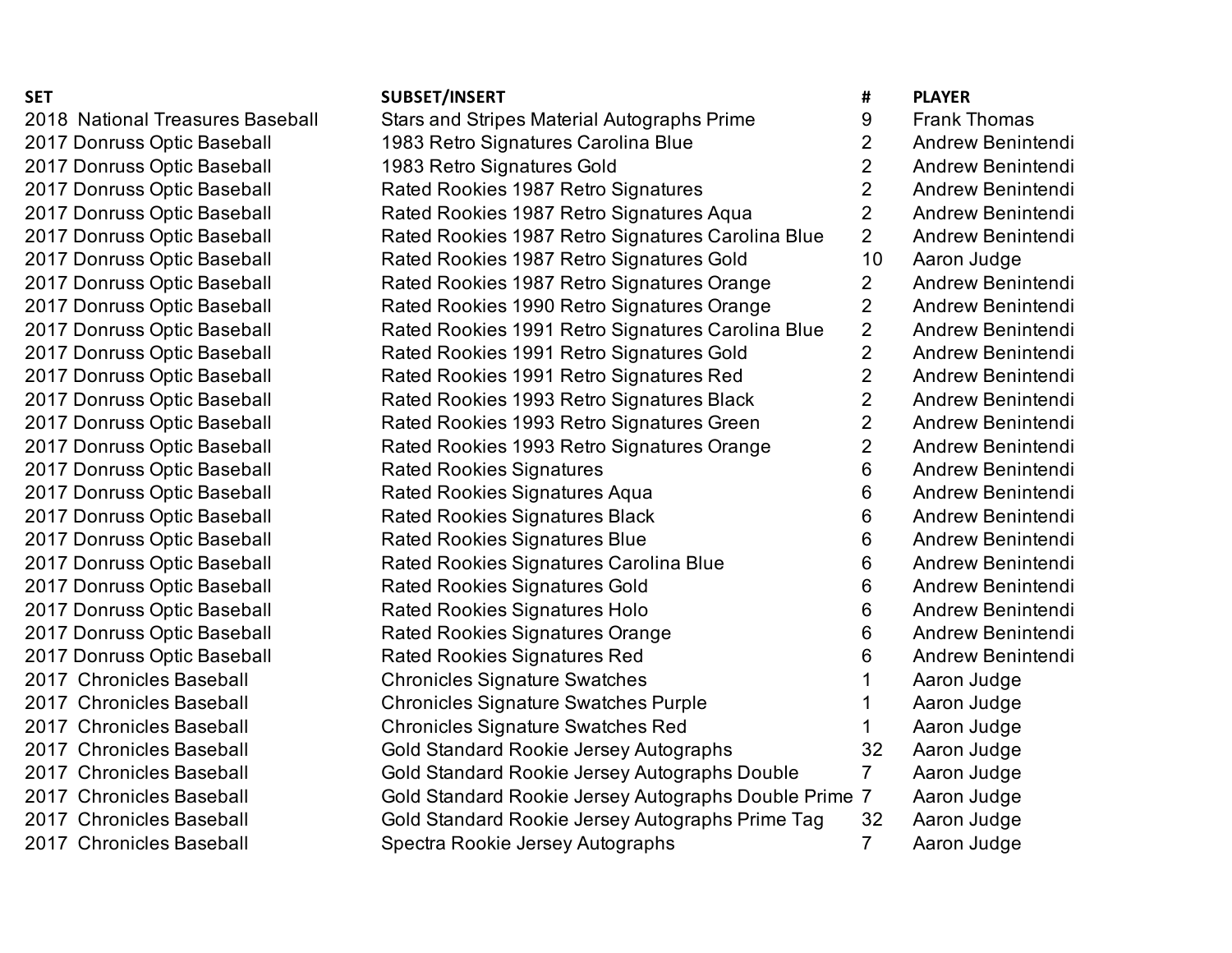| SET | SUBSET/INSERT | # | PLAYER |
|---|---|---|---|
| 2018  National Treasures Baseball | Stars and Stripes Material Autographs Prime | 9 | Frank Thomas |
| 2017 Donruss Optic Baseball | 1983 Retro Signatures Carolina Blue | 2 | Andrew Benintendi |
| 2017 Donruss Optic Baseball | 1983 Retro Signatures Gold | 2 | Andrew Benintendi |
| 2017 Donruss Optic Baseball | Rated Rookies 1987 Retro Signatures | 2 | Andrew Benintendi |
| 2017 Donruss Optic Baseball | Rated Rookies 1987 Retro Signatures Aqua | 2 | Andrew Benintendi |
| 2017 Donruss Optic Baseball | Rated Rookies 1987 Retro Signatures Carolina Blue | 2 | Andrew Benintendi |
| 2017 Donruss Optic Baseball | Rated Rookies 1987 Retro Signatures Gold | 10 | Aaron Judge |
| 2017 Donruss Optic Baseball | Rated Rookies 1987 Retro Signatures Orange | 2 | Andrew Benintendi |
| 2017 Donruss Optic Baseball | Rated Rookies 1990 Retro Signatures Orange | 2 | Andrew Benintendi |
| 2017 Donruss Optic Baseball | Rated Rookies 1991 Retro Signatures Carolina Blue | 2 | Andrew Benintendi |
| 2017 Donruss Optic Baseball | Rated Rookies 1991 Retro Signatures Gold | 2 | Andrew Benintendi |
| 2017 Donruss Optic Baseball | Rated Rookies 1991 Retro Signatures Red | 2 | Andrew Benintendi |
| 2017 Donruss Optic Baseball | Rated Rookies 1993 Retro Signatures Black | 2 | Andrew Benintendi |
| 2017 Donruss Optic Baseball | Rated Rookies 1993 Retro Signatures Green | 2 | Andrew Benintendi |
| 2017 Donruss Optic Baseball | Rated Rookies 1993 Retro Signatures Orange | 2 | Andrew Benintendi |
| 2017 Donruss Optic Baseball | Rated Rookies Signatures | 6 | Andrew Benintendi |
| 2017 Donruss Optic Baseball | Rated Rookies Signatures Aqua | 6 | Andrew Benintendi |
| 2017 Donruss Optic Baseball | Rated Rookies Signatures Black | 6 | Andrew Benintendi |
| 2017 Donruss Optic Baseball | Rated Rookies Signatures Blue | 6 | Andrew Benintendi |
| 2017 Donruss Optic Baseball | Rated Rookies Signatures Carolina Blue | 6 | Andrew Benintendi |
| 2017 Donruss Optic Baseball | Rated Rookies Signatures Gold | 6 | Andrew Benintendi |
| 2017 Donruss Optic Baseball | Rated Rookies Signatures Holo | 6 | Andrew Benintendi |
| 2017 Donruss Optic Baseball | Rated Rookies Signatures Orange | 6 | Andrew Benintendi |
| 2017 Donruss Optic Baseball | Rated Rookies Signatures Red | 6 | Andrew Benintendi |
| 2017  Chronicles Baseball | Chronicles Signature Swatches | 1 | Aaron Judge |
| 2017  Chronicles Baseball | Chronicles Signature Swatches Purple | 1 | Aaron Judge |
| 2017  Chronicles Baseball | Chronicles Signature Swatches Red | 1 | Aaron Judge |
| 2017  Chronicles Baseball | Gold Standard Rookie Jersey Autographs | 32 | Aaron Judge |
| 2017  Chronicles Baseball | Gold Standard Rookie Jersey Autographs Double | 7 | Aaron Judge |
| 2017  Chronicles Baseball | Gold Standard Rookie Jersey Autographs Double Prime | 7 | Aaron Judge |
| 2017  Chronicles Baseball | Gold Standard Rookie Jersey Autographs Prime Tag | 32 | Aaron Judge |
| 2017  Chronicles Baseball | Spectra Rookie Jersey Autographs | 7 | Aaron Judge |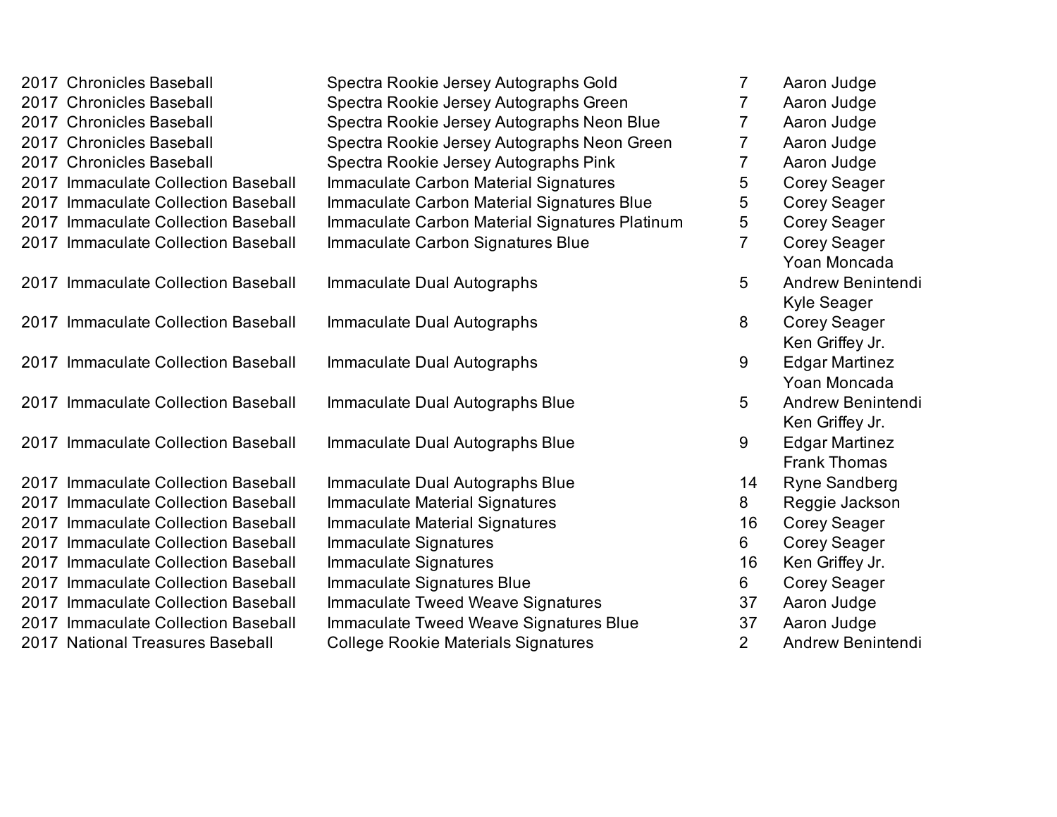| | | | |
|---|---|---|---|
| 2017 Chronicles Baseball | Spectra Rookie Jersey Autographs Gold | 7 | Aaron Judge |
| 2017 Chronicles Baseball | Spectra Rookie Jersey Autographs Green | 7 | Aaron Judge |
| 2017 Chronicles Baseball | Spectra Rookie Jersey Autographs Neon Blue | 7 | Aaron Judge |
| 2017 Chronicles Baseball | Spectra Rookie Jersey Autographs Neon Green | 7 | Aaron Judge |
| 2017 Chronicles Baseball | Spectra Rookie Jersey Autographs Pink | 7 | Aaron Judge |
| 2017 Immaculate Collection Baseball | Immaculate Carbon Material Signatures | 5 | Corey Seager |
| 2017 Immaculate Collection Baseball | Immaculate Carbon Material Signatures Blue | 5 | Corey Seager |
| 2017 Immaculate Collection Baseball | Immaculate Carbon Material Signatures Platinum | 5 | Corey Seager |
| 2017 Immaculate Collection Baseball | Immaculate Carbon Signatures Blue | 7 | Corey Seager |
| 2017 Immaculate Collection Baseball | Immaculate Dual Autographs | 5 | Yoan Moncada<br>Andrew Benintendi |
| 2017 Immaculate Collection Baseball | Immaculate Dual Autographs | 8 | Kyle Seager<br>Corey Seager |
| 2017 Immaculate Collection Baseball | Immaculate Dual Autographs | 9 | Ken Griffey Jr.<br>Edgar Martinez |
| 2017 Immaculate Collection Baseball | Immaculate Dual Autographs Blue | 5 | Yoan Moncada<br>Andrew Benintendi |
| 2017 Immaculate Collection Baseball | Immaculate Dual Autographs Blue | 9 | Ken Griffey Jr.<br>Edgar Martinez |
| 2017 Immaculate Collection Baseball | Immaculate Dual Autographs Blue | 14 | Frank Thomas<br>Ryne Sandberg |
| 2017 Immaculate Collection Baseball | Immaculate Material Signatures | 8 | Reggie Jackson |
| 2017 Immaculate Collection Baseball | Immaculate Material Signatures | 16 | Corey Seager |
| 2017 Immaculate Collection Baseball | Immaculate Signatures | 6 | Corey Seager |
| 2017 Immaculate Collection Baseball | Immaculate Signatures | 16 | Ken Griffey Jr. |
| 2017 Immaculate Collection Baseball | Immaculate Signatures Blue | 6 | Corey Seager |
| 2017 Immaculate Collection Baseball | Immaculate Tweed Weave Signatures | 37 | Aaron Judge |
| 2017 Immaculate Collection Baseball | Immaculate Tweed Weave Signatures Blue | 37 | Aaron Judge |
| 2017 National Treasures Baseball | College Rookie Materials Signatures | 2 | Andrew Benintendi |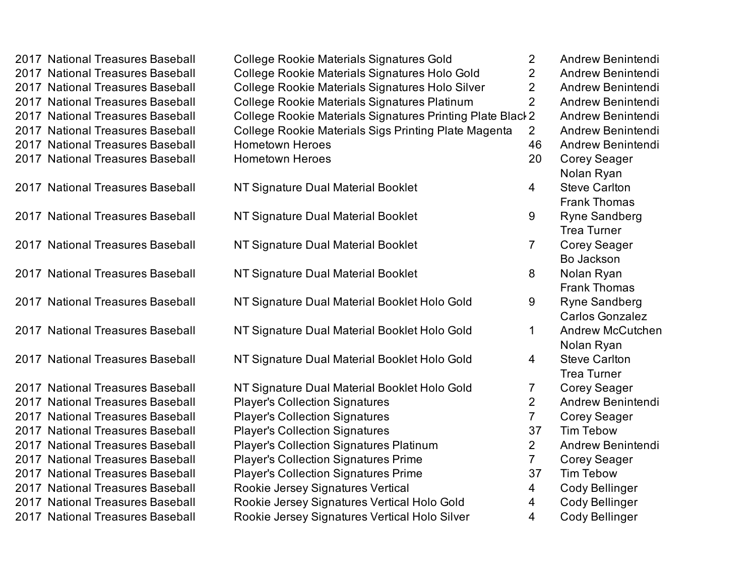| | | | |
|---|---|---|---|
| 2017 National Treasures Baseball | College Rookie Materials Signatures Gold | 2 | Andrew Benintendi |
| 2017 National Treasures Baseball | College Rookie Materials Signatures Holo Gold | 2 | Andrew Benintendi |
| 2017 National Treasures Baseball | College Rookie Materials Signatures Holo Silver | 2 | Andrew Benintendi |
| 2017 National Treasures Baseball | College Rookie Materials Signatures Platinum | 2 | Andrew Benintendi |
| 2017 National Treasures Baseball | College Rookie Materials Signatures Printing Plate Black | 2 | Andrew Benintendi |
| 2017 National Treasures Baseball | College Rookie Materials Sigs Printing Plate Magenta | 2 | Andrew Benintendi |
| 2017 National Treasures Baseball | Hometown Heroes | 46 | Andrew Benintendi |
| 2017 National Treasures Baseball | Hometown Heroes | 20 | Corey Seager |
| 2017 National Treasures Baseball | NT Signature Dual Material Booklet | 4 | Nolan Ryan<br>Steve Carlton |
| 2017 National Treasures Baseball | NT Signature Dual Material Booklet | 9 | Frank Thomas<br>Ryne Sandberg |
| 2017 National Treasures Baseball | NT Signature Dual Material Booklet | 7 | Trea Turner<br>Corey Seager |
| 2017 National Treasures Baseball | NT Signature Dual Material Booklet | 8 | Bo Jackson<br>Nolan Ryan |
| 2017 National Treasures Baseball | NT Signature Dual Material Booklet Holo Gold | 9 | Frank Thomas<br>Ryne Sandberg |
| 2017 National Treasures Baseball | NT Signature Dual Material Booklet Holo Gold | 1 | Carlos Gonzalez<br>Andrew McCutchen |
| 2017 National Treasures Baseball | NT Signature Dual Material Booklet Holo Gold | 4 | Nolan Ryan<br>Steve Carlton |
| 2017 National Treasures Baseball | NT Signature Dual Material Booklet Holo Gold | 7 | Trea Turner<br>Corey Seager |
| 2017 National Treasures Baseball | Player's Collection Signatures | 2 | Andrew Benintendi |
| 2017 National Treasures Baseball | Player's Collection Signatures | 7 | Corey Seager |
| 2017 National Treasures Baseball | Player's Collection Signatures | 37 | Tim Tebow |
| 2017 National Treasures Baseball | Player's Collection Signatures Platinum | 2 | Andrew Benintendi |
| 2017 National Treasures Baseball | Player's Collection Signatures Prime | 7 | Corey Seager |
| 2017 National Treasures Baseball | Player's Collection Signatures Prime | 37 | Tim Tebow |
| 2017 National Treasures Baseball | Rookie Jersey Signatures Vertical | 4 | Cody Bellinger |
| 2017 National Treasures Baseball | Rookie Jersey Signatures Vertical Holo Gold | 4 | Cody Bellinger |
| 2017 National Treasures Baseball | Rookie Jersey Signatures Vertical Holo Silver | 4 | Cody Bellinger |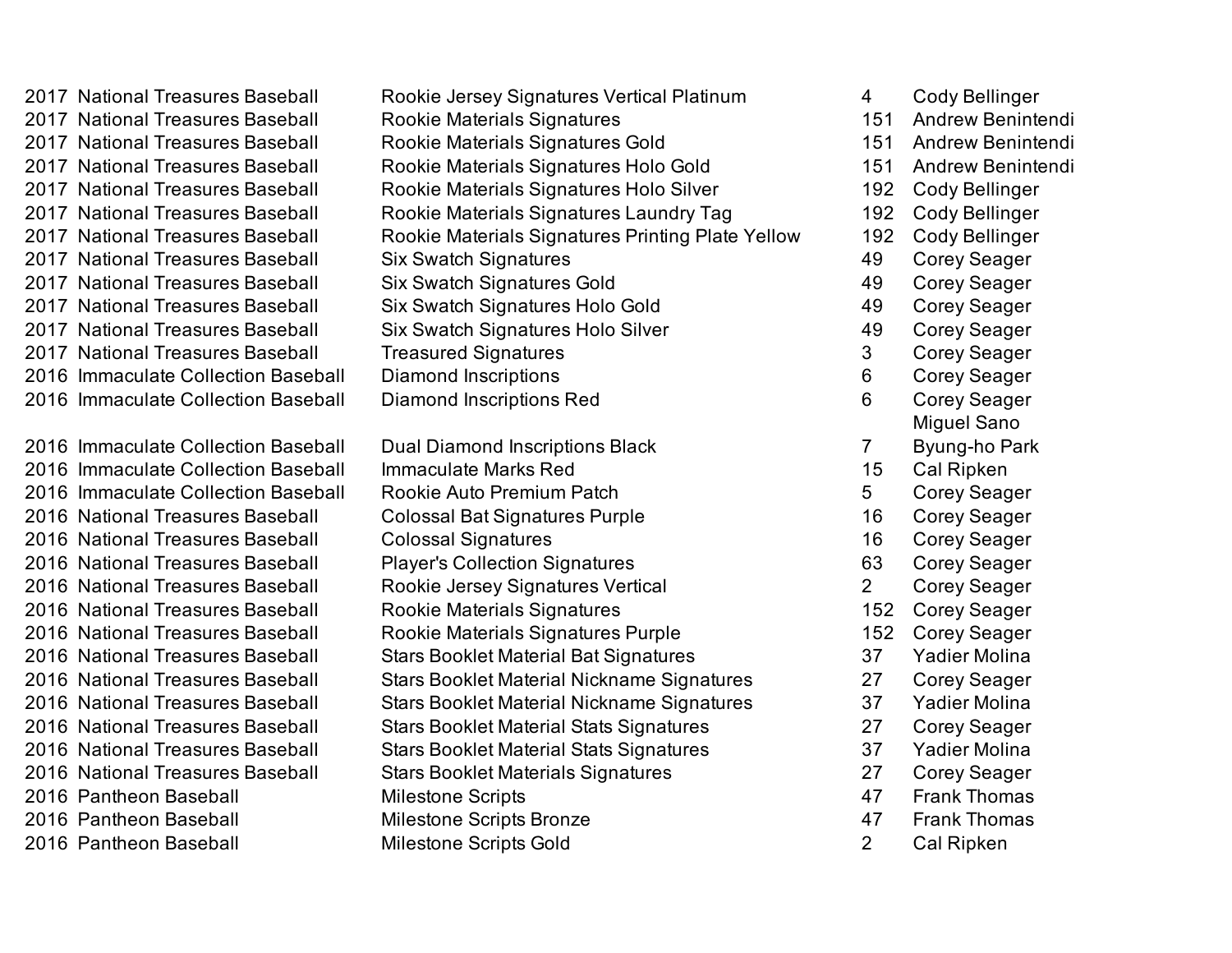| | | | |
|---|---|---|---|
| 2017 National Treasures Baseball | Rookie Jersey Signatures Vertical Platinum | 4 | Cody Bellinger |
| 2017 National Treasures Baseball | Rookie Materials Signatures | 151 | Andrew Benintendi |
| 2017 National Treasures Baseball | Rookie Materials Signatures Gold | 151 | Andrew Benintendi |
| 2017 National Treasures Baseball | Rookie Materials Signatures Holo Gold | 151 | Andrew Benintendi |
| 2017 National Treasures Baseball | Rookie Materials Signatures Holo Silver | 192 | Cody Bellinger |
| 2017 National Treasures Baseball | Rookie Materials Signatures Laundry Tag | 192 | Cody Bellinger |
| 2017 National Treasures Baseball | Rookie Materials Signatures Printing Plate Yellow | 192 | Cody Bellinger |
| 2017 National Treasures Baseball | Six Swatch Signatures | 49 | Corey Seager |
| 2017 National Treasures Baseball | Six Swatch Signatures Gold | 49 | Corey Seager |
| 2017 National Treasures Baseball | Six Swatch Signatures Holo Gold | 49 | Corey Seager |
| 2017 National Treasures Baseball | Six Swatch Signatures Holo Silver | 49 | Corey Seager |
| 2017 National Treasures Baseball | Treasured Signatures | 3 | Corey Seager |
| 2016 Immaculate Collection Baseball | Diamond Inscriptions | 6 | Corey Seager |
| 2016 Immaculate Collection Baseball | Diamond Inscriptions Red | 6 | Corey Seager |
| 2016 Immaculate Collection Baseball | Dual Diamond Inscriptions Black | 7 | Miguel Sano<br>Byung-ho Park |
| 2016 Immaculate Collection Baseball | Immaculate Marks Red | 15 | Cal Ripken |
| 2016 Immaculate Collection Baseball | Rookie Auto Premium Patch | 5 | Corey Seager |
| 2016 National Treasures Baseball | Colossal Bat Signatures Purple | 16 | Corey Seager |
| 2016 National Treasures Baseball | Colossal Signatures | 16 | Corey Seager |
| 2016 National Treasures Baseball | Player's Collection Signatures | 63 | Corey Seager |
| 2016 National Treasures Baseball | Rookie Jersey Signatures Vertical | 2 | Corey Seager |
| 2016 National Treasures Baseball | Rookie Materials Signatures | 152 | Corey Seager |
| 2016 National Treasures Baseball | Rookie Materials Signatures Purple | 152 | Corey Seager |
| 2016 National Treasures Baseball | Stars Booklet Material Bat Signatures | 37 | Yadier Molina |
| 2016 National Treasures Baseball | Stars Booklet Material Nickname Signatures | 27 | Corey Seager |
| 2016 National Treasures Baseball | Stars Booklet Material Nickname Signatures | 37 | Yadier Molina |
| 2016 National Treasures Baseball | Stars Booklet Material Stats Signatures | 27 | Corey Seager |
| 2016 National Treasures Baseball | Stars Booklet Material Stats Signatures | 37 | Yadier Molina |
| 2016 National Treasures Baseball | Stars Booklet Materials Signatures | 27 | Corey Seager |
| 2016 Pantheon Baseball | Milestone Scripts | 47 | Frank Thomas |
| 2016 Pantheon Baseball | Milestone Scripts Bronze | 47 | Frank Thomas |
| 2016 Pantheon Baseball | Milestone Scripts Gold | 2 | Cal Ripken |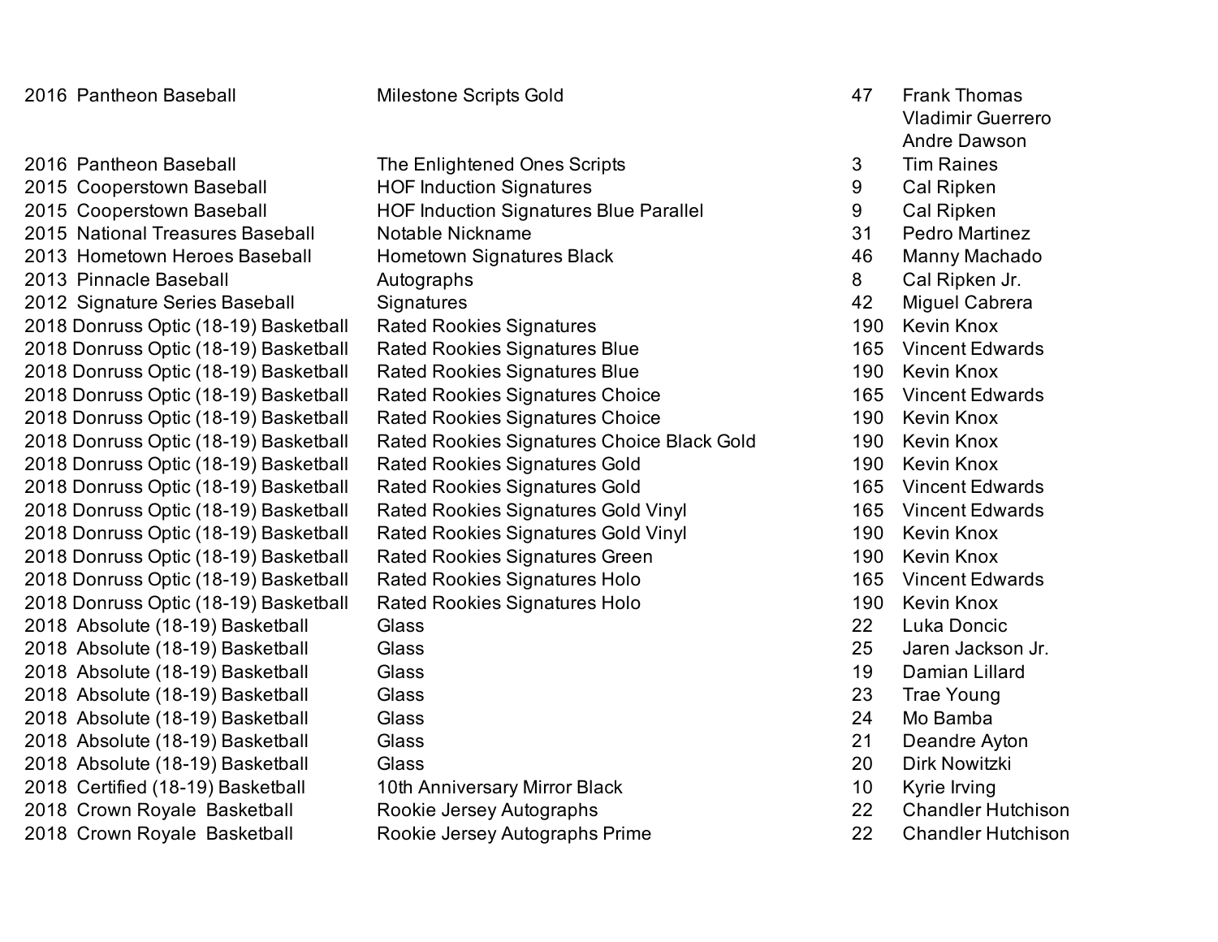| | | | |
|---|---|---|---|
| 2016 Pantheon Baseball | Milestone Scripts Gold | 47 | Frank Thomas<br>Vladimir Guerrero<br>Andre Dawson |
| 2016 Pantheon Baseball | The Enlightened Ones Scripts | 3 | Tim Raines |
| 2015 Cooperstown Baseball | HOF Induction Signatures | 9 | Cal Ripken |
| 2015 Cooperstown Baseball | HOF Induction Signatures Blue Parallel | 9 | Cal Ripken |
| 2015 National Treasures Baseball | Notable Nickname | 31 | Pedro Martinez |
| 2013 Hometown Heroes Baseball | Hometown Signatures Black | 46 | Manny Machado |
| 2013 Pinnacle Baseball | Autographs | 8 | Cal Ripken Jr. |
| 2012 Signature Series Baseball | Signatures | 42 | Miguel Cabrera |
| 2018 Donruss Optic (18-19) Basketball | Rated Rookies Signatures | 190 | Kevin Knox |
| 2018 Donruss Optic (18-19) Basketball | Rated Rookies Signatures Blue | 165 | Vincent Edwards |
| 2018 Donruss Optic (18-19) Basketball | Rated Rookies Signatures Blue | 190 | Kevin Knox |
| 2018 Donruss Optic (18-19) Basketball | Rated Rookies Signatures Choice | 165 | Vincent Edwards |
| 2018 Donruss Optic (18-19) Basketball | Rated Rookies Signatures Choice | 190 | Kevin Knox |
| 2018 Donruss Optic (18-19) Basketball | Rated Rookies Signatures Choice Black Gold | 190 | Kevin Knox |
| 2018 Donruss Optic (18-19) Basketball | Rated Rookies Signatures Gold | 190 | Kevin Knox |
| 2018 Donruss Optic (18-19) Basketball | Rated Rookies Signatures Gold | 165 | Vincent Edwards |
| 2018 Donruss Optic (18-19) Basketball | Rated Rookies Signatures Gold Vinyl | 165 | Vincent Edwards |
| 2018 Donruss Optic (18-19) Basketball | Rated Rookies Signatures Gold Vinyl | 190 | Kevin Knox |
| 2018 Donruss Optic (18-19) Basketball | Rated Rookies Signatures Green | 190 | Kevin Knox |
| 2018 Donruss Optic (18-19) Basketball | Rated Rookies Signatures Holo | 165 | Vincent Edwards |
| 2018 Donruss Optic (18-19) Basketball | Rated Rookies Signatures Holo | 190 | Kevin Knox |
| 2018 Absolute (18-19) Basketball | Glass | 22 | Luka Doncic |
| 2018 Absolute (18-19) Basketball | Glass | 25 | Jaren Jackson Jr. |
| 2018 Absolute (18-19) Basketball | Glass | 19 | Damian Lillard |
| 2018 Absolute (18-19) Basketball | Glass | 23 | Trae Young |
| 2018 Absolute (18-19) Basketball | Glass | 24 | Mo Bamba |
| 2018 Absolute (18-19) Basketball | Glass | 21 | Deandre Ayton |
| 2018 Absolute (18-19) Basketball | Glass | 20 | Dirk Nowitzki |
| 2018 Certified (18-19) Basketball | 10th Anniversary Mirror Black | 10 | Kyrie Irving |
| 2018 Crown Royale Basketball | Rookie Jersey Autographs | 22 | Chandler Hutchison |
| 2018 Crown Royale Basketball | Rookie Jersey Autographs Prime | 22 | Chandler Hutchison |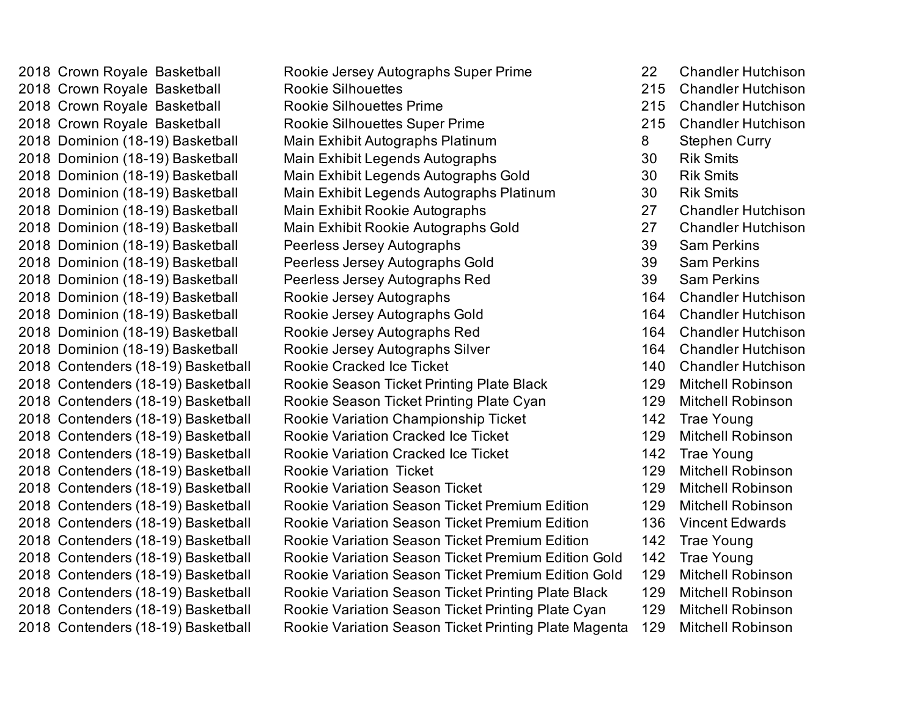| | | | |
|---|---|---|---|
| 2018 Crown Royale Basketball | Rookie Jersey Autographs Super Prime | 22 | Chandler Hutchison |
| 2018 Crown Royale Basketball | Rookie Silhouettes | 215 | Chandler Hutchison |
| 2018 Crown Royale Basketball | Rookie Silhouettes Prime | 215 | Chandler Hutchison |
| 2018 Crown Royale Basketball | Rookie Silhouettes Super Prime | 215 | Chandler Hutchison |
| 2018 Dominion (18-19) Basketball | Main Exhibit Autographs Platinum | 8 | Stephen Curry |
| 2018 Dominion (18-19) Basketball | Main Exhibit Legends Autographs | 30 | Rik Smits |
| 2018 Dominion (18-19) Basketball | Main Exhibit Legends Autographs Gold | 30 | Rik Smits |
| 2018 Dominion (18-19) Basketball | Main Exhibit Legends Autographs Platinum | 30 | Rik Smits |
| 2018 Dominion (18-19) Basketball | Main Exhibit Rookie Autographs | 27 | Chandler Hutchison |
| 2018 Dominion (18-19) Basketball | Main Exhibit Rookie Autographs Gold | 27 | Chandler Hutchison |
| 2018 Dominion (18-19) Basketball | Peerless Jersey Autographs | 39 | Sam Perkins |
| 2018 Dominion (18-19) Basketball | Peerless Jersey Autographs Gold | 39 | Sam Perkins |
| 2018 Dominion (18-19) Basketball | Peerless Jersey Autographs Red | 39 | Sam Perkins |
| 2018 Dominion (18-19) Basketball | Rookie Jersey Autographs | 164 | Chandler Hutchison |
| 2018 Dominion (18-19) Basketball | Rookie Jersey Autographs Gold | 164 | Chandler Hutchison |
| 2018 Dominion (18-19) Basketball | Rookie Jersey Autographs Red | 164 | Chandler Hutchison |
| 2018 Dominion (18-19) Basketball | Rookie Jersey Autographs Silver | 164 | Chandler Hutchison |
| 2018 Contenders (18-19) Basketball | Rookie Cracked Ice Ticket | 140 | Chandler Hutchison |
| 2018 Contenders (18-19) Basketball | Rookie Season Ticket Printing Plate Black | 129 | Mitchell Robinson |
| 2018 Contenders (18-19) Basketball | Rookie Season Ticket Printing Plate Cyan | 129 | Mitchell Robinson |
| 2018 Contenders (18-19) Basketball | Rookie Variation Championship Ticket | 142 | Trae Young |
| 2018 Contenders (18-19) Basketball | Rookie Variation Cracked Ice Ticket | 129 | Mitchell Robinson |
| 2018 Contenders (18-19) Basketball | Rookie Variation Cracked Ice Ticket | 142 | Trae Young |
| 2018 Contenders (18-19) Basketball | Rookie Variation Ticket | 129 | Mitchell Robinson |
| 2018 Contenders (18-19) Basketball | Rookie Variation Season Ticket | 129 | Mitchell Robinson |
| 2018 Contenders (18-19) Basketball | Rookie Variation Season Ticket Premium Edition | 129 | Mitchell Robinson |
| 2018 Contenders (18-19) Basketball | Rookie Variation Season Ticket Premium Edition | 136 | Vincent Edwards |
| 2018 Contenders (18-19) Basketball | Rookie Variation Season Ticket Premium Edition | 142 | Trae Young |
| 2018 Contenders (18-19) Basketball | Rookie Variation Season Ticket Premium Edition Gold | 142 | Trae Young |
| 2018 Contenders (18-19) Basketball | Rookie Variation Season Ticket Premium Edition Gold | 129 | Mitchell Robinson |
| 2018 Contenders (18-19) Basketball | Rookie Variation Season Ticket Printing Plate Black | 129 | Mitchell Robinson |
| 2018 Contenders (18-19) Basketball | Rookie Variation Season Ticket Printing Plate Cyan | 129 | Mitchell Robinson |
| 2018 Contenders (18-19) Basketball | Rookie Variation Season Ticket Printing Plate Magenta | 129 | Mitchell Robinson |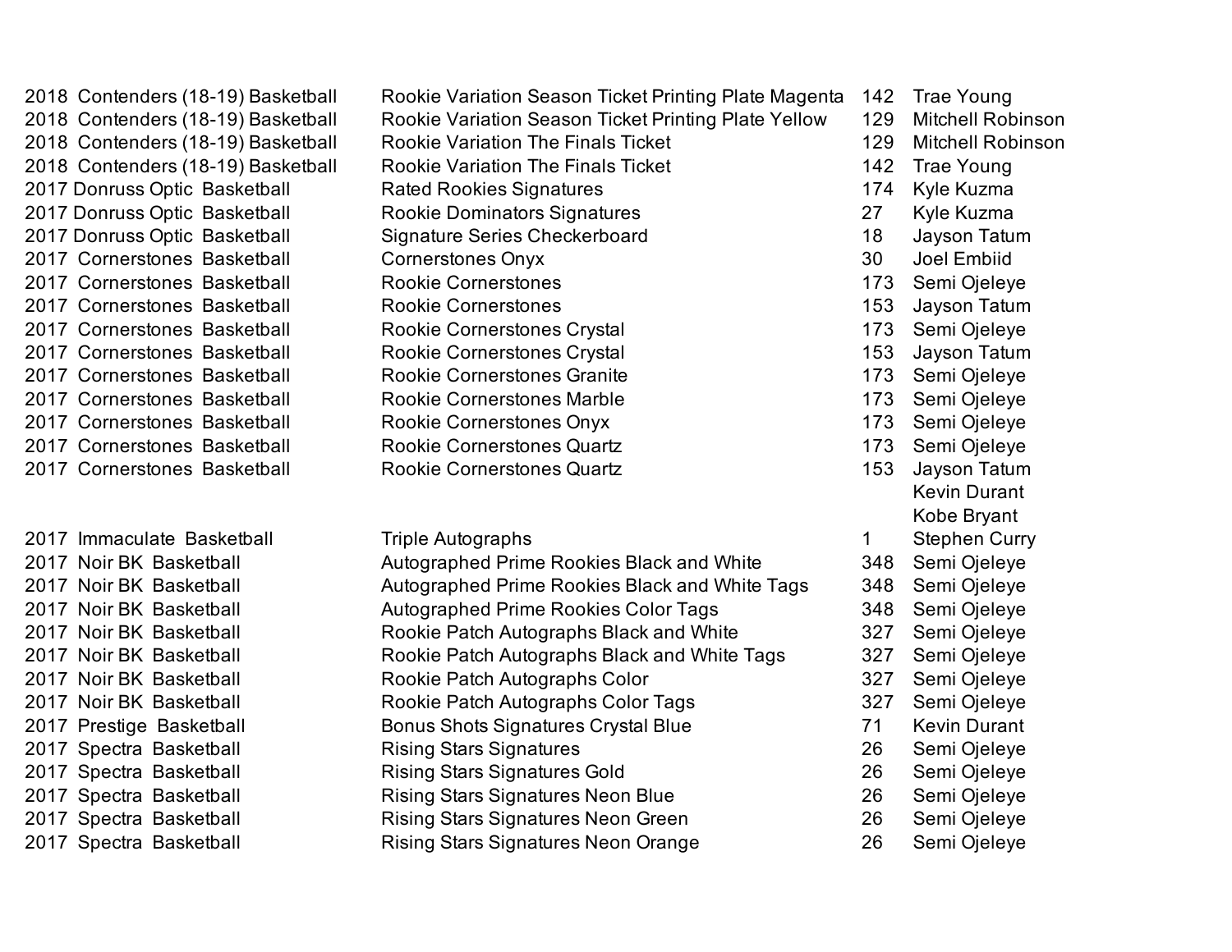| | | | |
|---|---|---|---|
| 2018 Contenders (18-19) Basketball | Rookie Variation Season Ticket Printing Plate Magenta | 142 | Trae Young |
| 2018 Contenders (18-19) Basketball | Rookie Variation Season Ticket Printing Plate Yellow | 129 | Mitchell Robinson |
| 2018 Contenders (18-19) Basketball | Rookie Variation The Finals Ticket | 129 | Mitchell Robinson |
| 2018 Contenders (18-19) Basketball | Rookie Variation The Finals Ticket | 142 | Trae Young |
| 2017 Donruss Optic Basketball | Rated Rookies Signatures | 174 | Kyle Kuzma |
| 2017 Donruss Optic Basketball | Rookie Dominators Signatures | 27 | Kyle Kuzma |
| 2017 Donruss Optic Basketball | Signature Series Checkerboard | 18 | Jayson Tatum |
| 2017 Cornerstones Basketball | Cornerstones Onyx | 30 | Joel Embiid |
| 2017 Cornerstones Basketball | Rookie Cornerstones | 173 | Semi Ojeleye |
| 2017 Cornerstones Basketball | Rookie Cornerstones | 153 | Jayson Tatum |
| 2017 Cornerstones Basketball | Rookie Cornerstones Crystal | 173 | Semi Ojeleye |
| 2017 Cornerstones Basketball | Rookie Cornerstones Crystal | 153 | Jayson Tatum |
| 2017 Cornerstones Basketball | Rookie Cornerstones Granite | 173 | Semi Ojeleye |
| 2017 Cornerstones Basketball | Rookie Cornerstones Marble | 173 | Semi Ojeleye |
| 2017 Cornerstones Basketball | Rookie Cornerstones Onyx | 173 | Semi Ojeleye |
| 2017 Cornerstones Basketball | Rookie Cornerstones Quartz | 173 | Semi Ojeleye |
| 2017 Cornerstones Basketball | Rookie Cornerstones Quartz | 153 | Jayson Tatum |
| | | | Kevin Durant |
| | | | Kobe Bryant |
| 2017 Immaculate Basketball | Triple Autographs | 1 | Stephen Curry |
| 2017 Noir BK Basketball | Autographed Prime Rookies Black and White | 348 | Semi Ojeleye |
| 2017 Noir BK Basketball | Autographed Prime Rookies Black and White Tags | 348 | Semi Ojeleye |
| 2017 Noir BK Basketball | Autographed Prime Rookies Color Tags | 348 | Semi Ojeleye |
| 2017 Noir BK Basketball | Rookie Patch Autographs Black and White | 327 | Semi Ojeleye |
| 2017 Noir BK Basketball | Rookie Patch Autographs Black and White Tags | 327 | Semi Ojeleye |
| 2017 Noir BK Basketball | Rookie Patch Autographs Color | 327 | Semi Ojeleye |
| 2017 Noir BK Basketball | Rookie Patch Autographs Color Tags | 327 | Semi Ojeleye |
| 2017 Prestige Basketball | Bonus Shots Signatures Crystal Blue | 71 | Kevin Durant |
| 2017 Spectra Basketball | Rising Stars Signatures | 26 | Semi Ojeleye |
| 2017 Spectra Basketball | Rising Stars Signatures Gold | 26 | Semi Ojeleye |
| 2017 Spectra Basketball | Rising Stars Signatures Neon Blue | 26 | Semi Ojeleye |
| 2017 Spectra Basketball | Rising Stars Signatures Neon Green | 26 | Semi Ojeleye |
| 2017 Spectra Basketball | Rising Stars Signatures Neon Orange | 26 | Semi Ojeleye |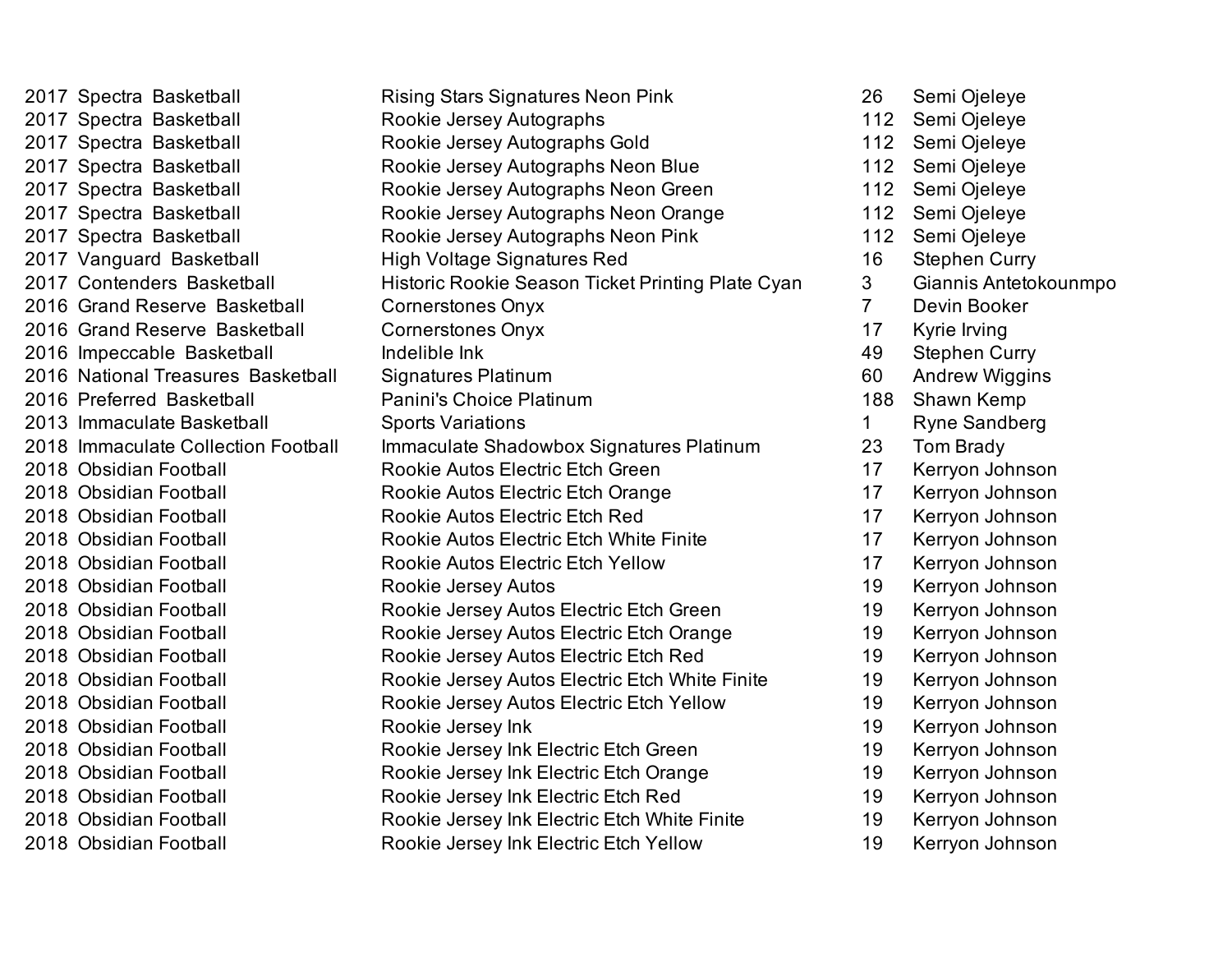| | | | |
|---|---|---|---|
| 2017 Spectra Basketball | Rising Stars Signatures Neon Pink | 26 | Semi Ojeleye |
| 2017 Spectra Basketball | Rookie Jersey Autographs | 112 | Semi Ojeleye |
| 2017 Spectra Basketball | Rookie Jersey Autographs Gold | 112 | Semi Ojeleye |
| 2017 Spectra Basketball | Rookie Jersey Autographs Neon Blue | 112 | Semi Ojeleye |
| 2017 Spectra Basketball | Rookie Jersey Autographs Neon Green | 112 | Semi Ojeleye |
| 2017 Spectra Basketball | Rookie Jersey Autographs Neon Orange | 112 | Semi Ojeleye |
| 2017 Spectra Basketball | Rookie Jersey Autographs Neon Pink | 112 | Semi Ojeleye |
| 2017 Vanguard Basketball | High Voltage Signatures Red | 16 | Stephen Curry |
| 2017 Contenders Basketball | Historic Rookie Season Ticket Printing Plate Cyan | 3 | Giannis Antetokounmpo |
| 2016 Grand Reserve Basketball | Cornerstones Onyx | 7 | Devin Booker |
| 2016 Grand Reserve Basketball | Cornerstones Onyx | 17 | Kyrie Irving |
| 2016 Impeccable Basketball | Indelible Ink | 49 | Stephen Curry |
| 2016 National Treasures Basketball | Signatures Platinum | 60 | Andrew Wiggins |
| 2016 Preferred Basketball | Panini's Choice Platinum | 188 | Shawn Kemp |
| 2013 Immaculate Basketball | Sports Variations | 1 | Ryne Sandberg |
| 2018 Immaculate Collection Football | Immaculate Shadowbox Signatures Platinum | 23 | Tom Brady |
| 2018 Obsidian Football | Rookie Autos Electric Etch Green | 17 | Kerryon Johnson |
| 2018 Obsidian Football | Rookie Autos Electric Etch Orange | 17 | Kerryon Johnson |
| 2018 Obsidian Football | Rookie Autos Electric Etch Red | 17 | Kerryon Johnson |
| 2018 Obsidian Football | Rookie Autos Electric Etch White Finite | 17 | Kerryon Johnson |
| 2018 Obsidian Football | Rookie Autos Electric Etch Yellow | 17 | Kerryon Johnson |
| 2018 Obsidian Football | Rookie Jersey Autos | 19 | Kerryon Johnson |
| 2018 Obsidian Football | Rookie Jersey Autos Electric Etch Green | 19 | Kerryon Johnson |
| 2018 Obsidian Football | Rookie Jersey Autos Electric Etch Orange | 19 | Kerryon Johnson |
| 2018 Obsidian Football | Rookie Jersey Autos Electric Etch Red | 19 | Kerryon Johnson |
| 2018 Obsidian Football | Rookie Jersey Autos Electric Etch White Finite | 19 | Kerryon Johnson |
| 2018 Obsidian Football | Rookie Jersey Autos Electric Etch Yellow | 19 | Kerryon Johnson |
| 2018 Obsidian Football | Rookie Jersey Ink | 19 | Kerryon Johnson |
| 2018 Obsidian Football | Rookie Jersey Ink Electric Etch Green | 19 | Kerryon Johnson |
| 2018 Obsidian Football | Rookie Jersey Ink Electric Etch Orange | 19 | Kerryon Johnson |
| 2018 Obsidian Football | Rookie Jersey Ink Electric Etch Red | 19 | Kerryon Johnson |
| 2018 Obsidian Football | Rookie Jersey Ink Electric Etch White Finite | 19 | Kerryon Johnson |
| 2018 Obsidian Football | Rookie Jersey Ink Electric Etch Yellow | 19 | Kerryon Johnson |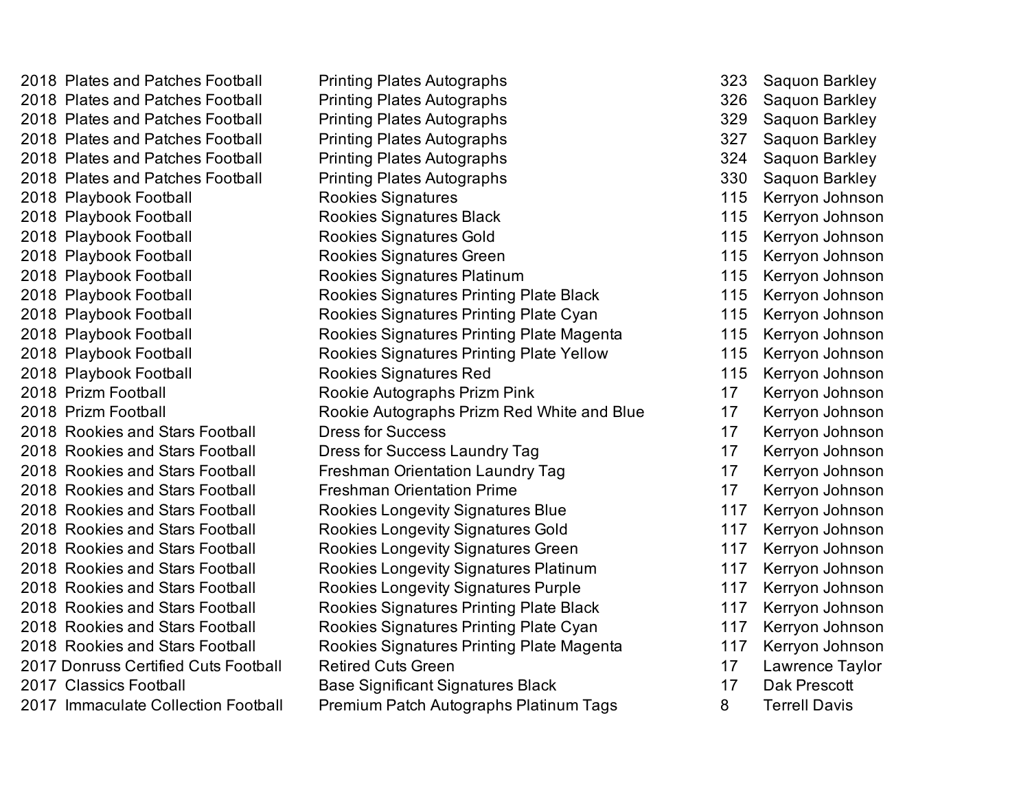| | | | |
|---|---|---|---|
| 2018 Plates and Patches Football | Printing Plates Autographs | 323 | Saquon Barkley |
| 2018 Plates and Patches Football | Printing Plates Autographs | 326 | Saquon Barkley |
| 2018 Plates and Patches Football | Printing Plates Autographs | 329 | Saquon Barkley |
| 2018 Plates and Patches Football | Printing Plates Autographs | 327 | Saquon Barkley |
| 2018 Plates and Patches Football | Printing Plates Autographs | 324 | Saquon Barkley |
| 2018 Plates and Patches Football | Printing Plates Autographs | 330 | Saquon Barkley |
| 2018 Playbook Football | Rookies Signatures | 115 | Kerryon Johnson |
| 2018 Playbook Football | Rookies Signatures Black | 115 | Kerryon Johnson |
| 2018 Playbook Football | Rookies Signatures Gold | 115 | Kerryon Johnson |
| 2018 Playbook Football | Rookies Signatures Green | 115 | Kerryon Johnson |
| 2018 Playbook Football | Rookies Signatures Platinum | 115 | Kerryon Johnson |
| 2018 Playbook Football | Rookies Signatures Printing Plate Black | 115 | Kerryon Johnson |
| 2018 Playbook Football | Rookies Signatures Printing Plate Cyan | 115 | Kerryon Johnson |
| 2018 Playbook Football | Rookies Signatures Printing Plate Magenta | 115 | Kerryon Johnson |
| 2018 Playbook Football | Rookies Signatures Printing Plate Yellow | 115 | Kerryon Johnson |
| 2018 Playbook Football | Rookies Signatures Red | 115 | Kerryon Johnson |
| 2018 Prizm Football | Rookie Autographs Prizm Pink | 17 | Kerryon Johnson |
| 2018 Prizm Football | Rookie Autographs Prizm Red White and Blue | 17 | Kerryon Johnson |
| 2018 Rookies and Stars Football | Dress for Success | 17 | Kerryon Johnson |
| 2018 Rookies and Stars Football | Dress for Success Laundry Tag | 17 | Kerryon Johnson |
| 2018 Rookies and Stars Football | Freshman Orientation Laundry Tag | 17 | Kerryon Johnson |
| 2018 Rookies and Stars Football | Freshman Orientation Prime | 17 | Kerryon Johnson |
| 2018 Rookies and Stars Football | Rookies Longevity Signatures Blue | 117 | Kerryon Johnson |
| 2018 Rookies and Stars Football | Rookies Longevity Signatures Gold | 117 | Kerryon Johnson |
| 2018 Rookies and Stars Football | Rookies Longevity Signatures Green | 117 | Kerryon Johnson |
| 2018 Rookies and Stars Football | Rookies Longevity Signatures Platinum | 117 | Kerryon Johnson |
| 2018 Rookies and Stars Football | Rookies Longevity Signatures Purple | 117 | Kerryon Johnson |
| 2018 Rookies and Stars Football | Rookies Signatures Printing Plate Black | 117 | Kerryon Johnson |
| 2018 Rookies and Stars Football | Rookies Signatures Printing Plate Cyan | 117 | Kerryon Johnson |
| 2018 Rookies and Stars Football | Rookies Signatures Printing Plate Magenta | 117 | Kerryon Johnson |
| 2017 Donruss Certified Cuts Football | Retired Cuts Green | 17 | Lawrence Taylor |
| 2017 Classics Football | Base Significant Signatures Black | 17 | Dak Prescott |
| 2017 Immaculate Collection Football | Premium Patch Autographs Platinum Tags | 8 | Terrell Davis |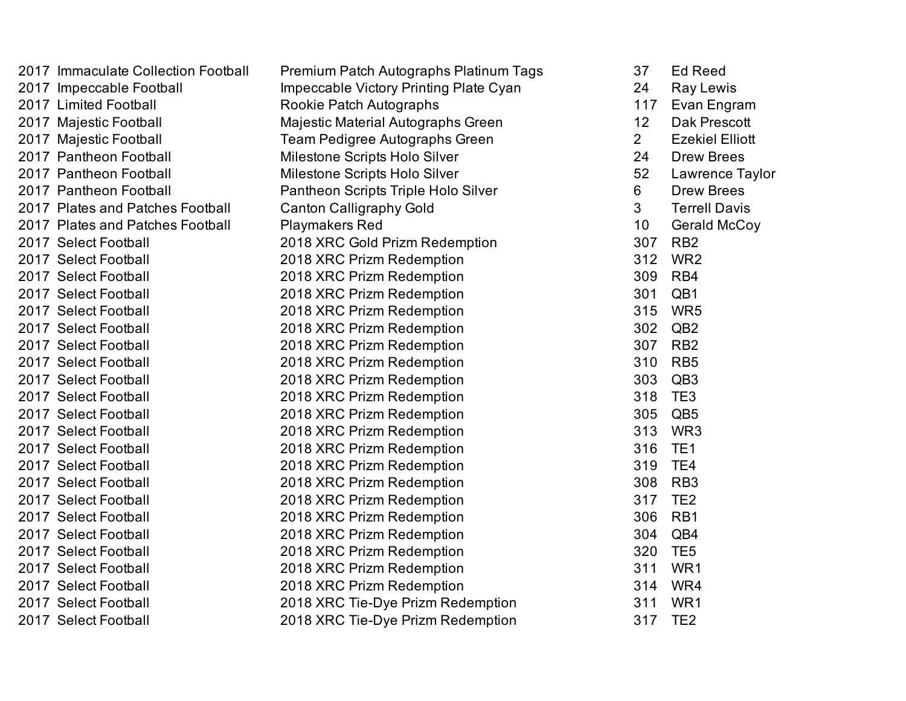| | | | |
|---|---|---|---|
| 2017 Immaculate Collection Football | Premium Patch Autographs Platinum Tags | 37 | Ed Reed |
| 2017 Impeccable Football | Impeccable Victory Printing Plate Cyan | 24 | Ray Lewis |
| 2017 Limited Football | Rookie Patch Autographs | 117 | Evan Engram |
| 2017 Majestic Football | Majestic Material Autographs Green | 12 | Dak Prescott |
| 2017 Majestic Football | Team Pedigree Autographs Green | 2 | Ezekiel Elliott |
| 2017 Pantheon Football | Milestone Scripts Holo Silver | 24 | Drew Brees |
| 2017 Pantheon Football | Milestone Scripts Holo Silver | 52 | Lawrence Taylor |
| 2017 Pantheon Football | Pantheon Scripts Triple Holo Silver | 6 | Drew Brees |
| 2017 Plates and Patches Football | Canton Calligraphy Gold | 3 | Terrell Davis |
| 2017 Plates and Patches Football | Playmakers Red | 10 | Gerald McCoy |
| 2017 Select Football | 2018 XRC Gold Prizm Redemption | 307 | RB2 |
| 2017 Select Football | 2018 XRC Prizm Redemption | 312 | WR2 |
| 2017 Select Football | 2018 XRC Prizm Redemption | 309 | RB4 |
| 2017 Select Football | 2018 XRC Prizm Redemption | 301 | QB1 |
| 2017 Select Football | 2018 XRC Prizm Redemption | 315 | WR5 |
| 2017 Select Football | 2018 XRC Prizm Redemption | 302 | QB2 |
| 2017 Select Football | 2018 XRC Prizm Redemption | 307 | RB2 |
| 2017 Select Football | 2018 XRC Prizm Redemption | 310 | RB5 |
| 2017 Select Football | 2018 XRC Prizm Redemption | 303 | QB3 |
| 2017 Select Football | 2018 XRC Prizm Redemption | 318 | TE3 |
| 2017 Select Football | 2018 XRC Prizm Redemption | 305 | QB5 |
| 2017 Select Football | 2018 XRC Prizm Redemption | 313 | WR3 |
| 2017 Select Football | 2018 XRC Prizm Redemption | 316 | TE1 |
| 2017 Select Football | 2018 XRC Prizm Redemption | 319 | TE4 |
| 2017 Select Football | 2018 XRC Prizm Redemption | 308 | RB3 |
| 2017 Select Football | 2018 XRC Prizm Redemption | 317 | TE2 |
| 2017 Select Football | 2018 XRC Prizm Redemption | 306 | RB1 |
| 2017 Select Football | 2018 XRC Prizm Redemption | 304 | QB4 |
| 2017 Select Football | 2018 XRC Prizm Redemption | 320 | TE5 |
| 2017 Select Football | 2018 XRC Prizm Redemption | 311 | WR1 |
| 2017 Select Football | 2018 XRC Prizm Redemption | 314 | WR4 |
| 2017 Select Football | 2018 XRC Tie-Dye Prizm Redemption | 311 | WR1 |
| 2017 Select Football | 2018 XRC Tie-Dye Prizm Redemption | 317 | TE2 |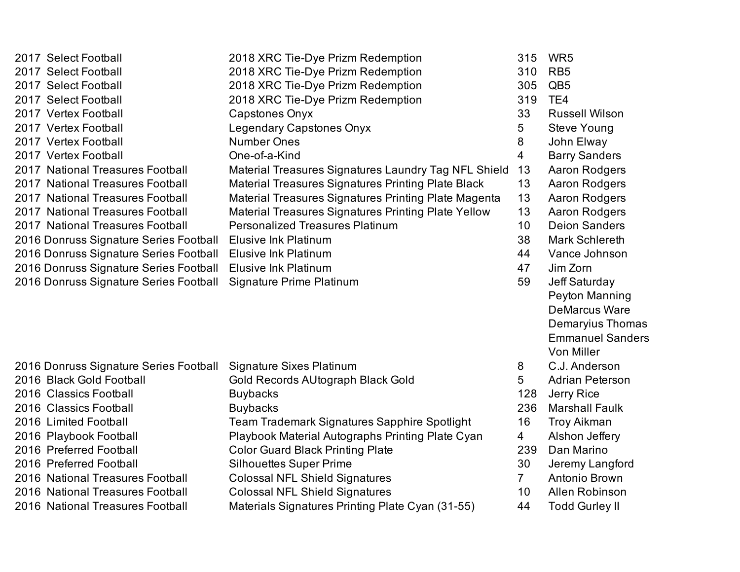| | | | |
|---|---|---|---|
| 2017 Select Football | 2018 XRC Tie-Dye Prizm Redemption | 315 | WR5 |
| 2017 Select Football | 2018 XRC Tie-Dye Prizm Redemption | 310 | RB5 |
| 2017 Select Football | 2018 XRC Tie-Dye Prizm Redemption | 305 | QB5 |
| 2017 Select Football | 2018 XRC Tie-Dye Prizm Redemption | 319 | TE4 |
| 2017 Vertex Football | Capstones Onyx | 33 | Russell Wilson |
| 2017 Vertex Football | Legendary Capstones Onyx | 5 | Steve Young |
| 2017 Vertex Football | Number Ones | 8 | John Elway |
| 2017 Vertex Football | One-of-a-Kind | 4 | Barry Sanders |
| 2017 National Treasures Football | Material Treasures Signatures Laundry Tag NFL Shield | 13 | Aaron Rodgers |
| 2017 National Treasures Football | Material Treasures Signatures Printing Plate Black | 13 | Aaron Rodgers |
| 2017 National Treasures Football | Material Treasures Signatures Printing Plate Magenta | 13 | Aaron Rodgers |
| 2017 National Treasures Football | Material Treasures Signatures Printing Plate Yellow | 13 | Aaron Rodgers |
| 2017 National Treasures Football | Personalized Treasures Platinum | 10 | Deion Sanders |
| 2016 Donruss Signature Series Football | Elusive Ink Platinum | 38 | Mark Schlereth |
| 2016 Donruss Signature Series Football | Elusive Ink Platinum | 44 | Vance Johnson |
| 2016 Donruss Signature Series Football | Elusive Ink Platinum | 47 | Jim Zorn |
| 2016 Donruss Signature Series Football | Signature Prime Platinum | 59 | Jeff Saturday<br>Peyton Manning<br>DeMarcus Ware<br>Demaryius Thomas<br>Emmanuel Sanders<br>Von Miller |
| 2016 Donruss Signature Series Football | Signature Sixes Platinum | 8 | C.J. Anderson |
| 2016 Black Gold Football | Gold Records AUtograph Black Gold | 5 | Adrian Peterson |
| 2016 Classics Football | Buybacks | 128 | Jerry Rice |
| 2016 Classics Football | Buybacks | 236 | Marshall Faulk |
| 2016 Limited Football | Team Trademark Signatures Sapphire Spotlight | 16 | Troy Aikman |
| 2016 Playbook Football | Playbook Material Autographs Printing Plate Cyan | 4 | Alshon Jeffery |
| 2016 Preferred Football | Color Guard Black Printing Plate | 239 | Dan Marino |
| 2016 Preferred Football | Silhouettes Super Prime | 30 | Jeremy Langford |
| 2016 National Treasures Football | Colossal NFL Shield Signatures | 7 | Antonio Brown |
| 2016 National Treasures Football | Colossal NFL Shield Signatures | 10 | Allen Robinson |
| 2016 National Treasures Football | Materials Signatures Printing Plate Cyan (31-55) | 44 | Todd Gurley II |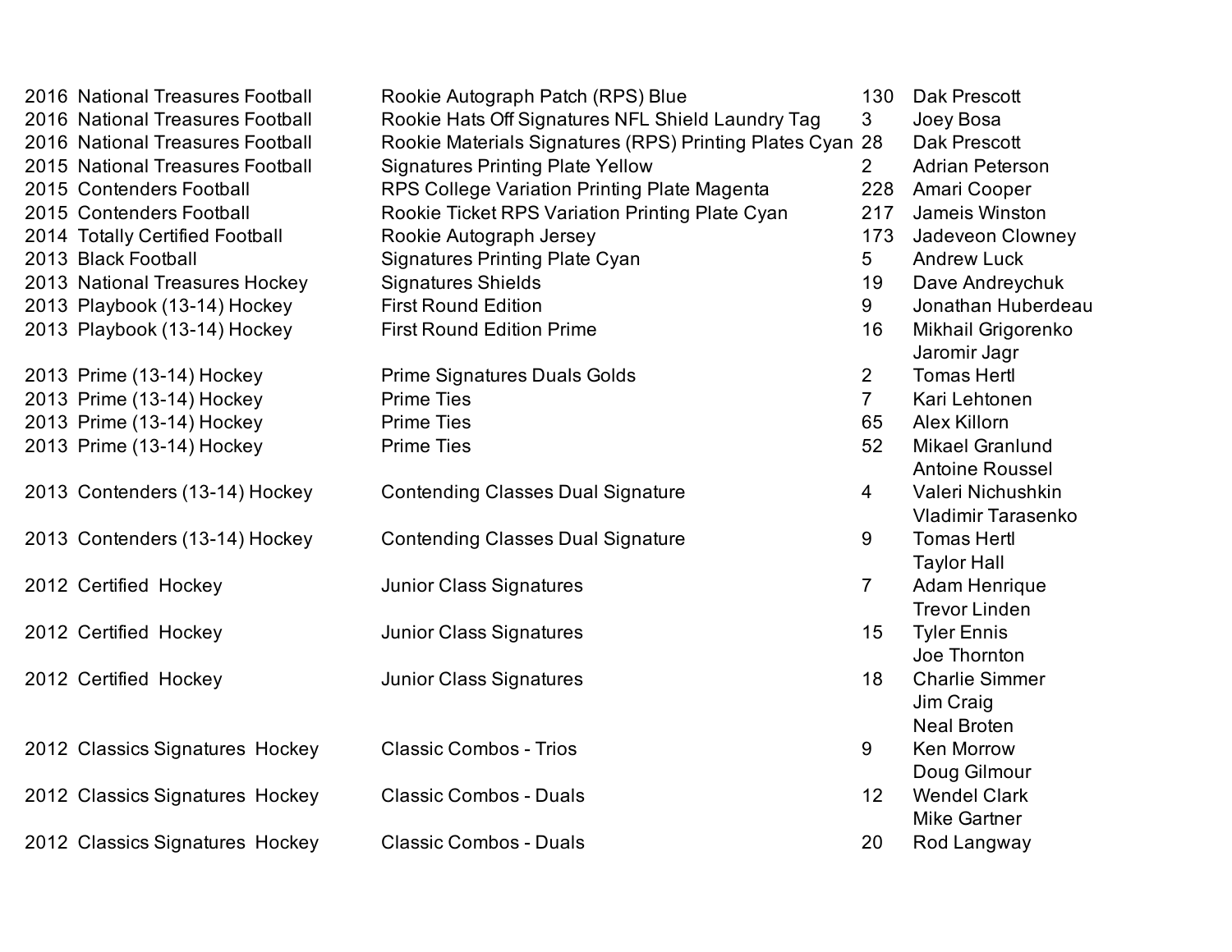| | | | |
|---|---|---|---|
| 2016 National Treasures Football | Rookie Autograph Patch (RPS) Blue | 130 | Dak Prescott |
| 2016 National Treasures Football | Rookie Hats Off Signatures NFL Shield Laundry Tag | 3 | Joey Bosa |
| 2016 National Treasures Football | Rookie Materials Signatures (RPS) Printing Plates Cyan | 28 | Dak Prescott |
| 2015 National Treasures Football | Signatures Printing Plate Yellow | 2 | Adrian Peterson |
| 2015 Contenders Football | RPS College Variation Printing Plate Magenta | 228 | Amari Cooper |
| 2015 Contenders Football | Rookie Ticket RPS Variation Printing Plate Cyan | 217 | Jameis Winston |
| 2014 Totally Certified Football | Rookie Autograph Jersey | 173 | Jadeveon Clowney |
| 2013 Black Football | Signatures Printing Plate Cyan | 5 | Andrew Luck |
| 2013 National Treasures Hockey | Signatures Shields | 19 | Dave Andreychuk |
| 2013 Playbook (13-14) Hockey | First Round Edition | 9 | Jonathan Huberdeau |
| 2013 Playbook (13-14) Hockey | First Round Edition Prime | 16 | Mikhail Grigorenko |
| | | | Jaromir Jagr |
| 2013 Prime (13-14) Hockey | Prime Signatures Duals Golds | 2 | Tomas Hertl |
| 2013 Prime (13-14) Hockey | Prime Ties | 7 | Kari Lehtonen |
| 2013 Prime (13-14) Hockey | Prime Ties | 65 | Alex Killorn |
| 2013 Prime (13-14) Hockey | Prime Ties | 52 | Mikael Granlund |
| | | | Antoine Roussel |
| 2013 Contenders (13-14) Hockey | Contending Classes Dual Signature | 4 | Valeri Nichushkin |
| | | | Vladimir Tarasenko |
| 2013 Contenders (13-14) Hockey | Contending Classes Dual Signature | 9 | Tomas Hertl |
| | | | Taylor Hall |
| 2012 Certified Hockey | Junior Class Signatures | 7 | Adam Henrique |
| | | | Trevor Linden |
| 2012 Certified Hockey | Junior Class Signatures | 15 | Tyler Ennis |
| | | | Joe Thornton |
| 2012 Certified Hockey | Junior Class Signatures | 18 | Charlie Simmer |
| | | | Jim Craig |
| | | | Neal Broten |
| 2012 Classics Signatures Hockey | Classic Combos - Trios | 9 | Ken Morrow |
| | | | Doug Gilmour |
| 2012 Classics Signatures Hockey | Classic Combos - Duals | 12 | Wendel Clark |
| | | | Mike Gartner |
| 2012 Classics Signatures Hockey | Classic Combos - Duals | 20 | Rod Langway |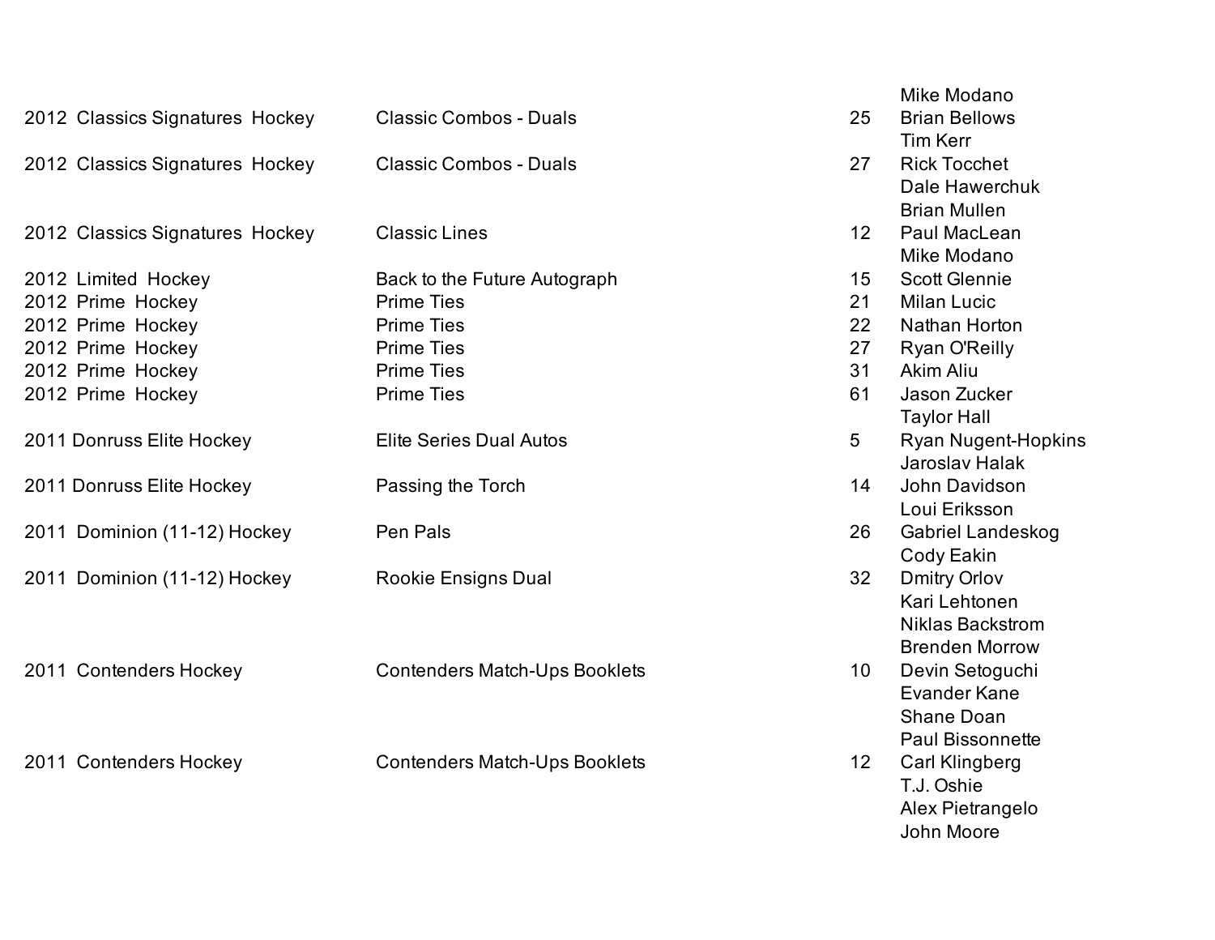| | | | |
|---|---|---|---|
| | | | Mike Modano |
| 2012 Classics Signatures Hockey | Classic Combos - Duals | 25 | Brian Bellows |
| | | | Tim Kerr |
| 2012 Classics Signatures Hockey | Classic Combos - Duals | 27 | Rick Tocchet |
| | | | Dale Hawerchuk |
| | | | Brian Mullen |
| 2012 Classics Signatures Hockey | Classic Lines | 12 | Paul MacLean |
| | | | Mike Modano |
| 2012 Limited Hockey | Back to the Future Autograph | 15 | Scott Glennie |
| 2012 Prime Hockey | Prime Ties | 21 | Milan Lucic |
| 2012 Prime Hockey | Prime Ties | 22 | Nathan Horton |
| 2012 Prime Hockey | Prime Ties | 27 | Ryan O'Reilly |
| 2012 Prime Hockey | Prime Ties | 31 | Akim Aliu |
| 2012 Prime Hockey | Prime Ties | 61 | Jason Zucker |
| | | | Taylor Hall |
| 2011 Donruss Elite Hockey | Elite Series Dual Autos | 5 | Ryan Nugent-Hopkins |
| | | | Jaroslav Halak |
| 2011 Donruss Elite Hockey | Passing the Torch | 14 | John Davidson |
| | | | Loui Eriksson |
| 2011 Dominion (11-12) Hockey | Pen Pals | 26 | Gabriel Landeskog |
| | | | Cody Eakin |
| 2011 Dominion (11-12) Hockey | Rookie Ensigns Dual | 32 | Dmitry Orlov |
| | | | Kari Lehtonen |
| | | | Niklas Backstrom |
| | | | Brenden Morrow |
| 2011 Contenders Hockey | Contenders Match-Ups Booklets | 10 | Devin Setoguchi |
| | | | Evander Kane |
| | | | Shane Doan |
| | | | Paul Bissonnette |
| 2011 Contenders Hockey | Contenders Match-Ups Booklets | 12 | Carl Klingberg |
| | | | T.J. Oshie |
| | | | Alex Pietrangelo |
| | | | John Moore |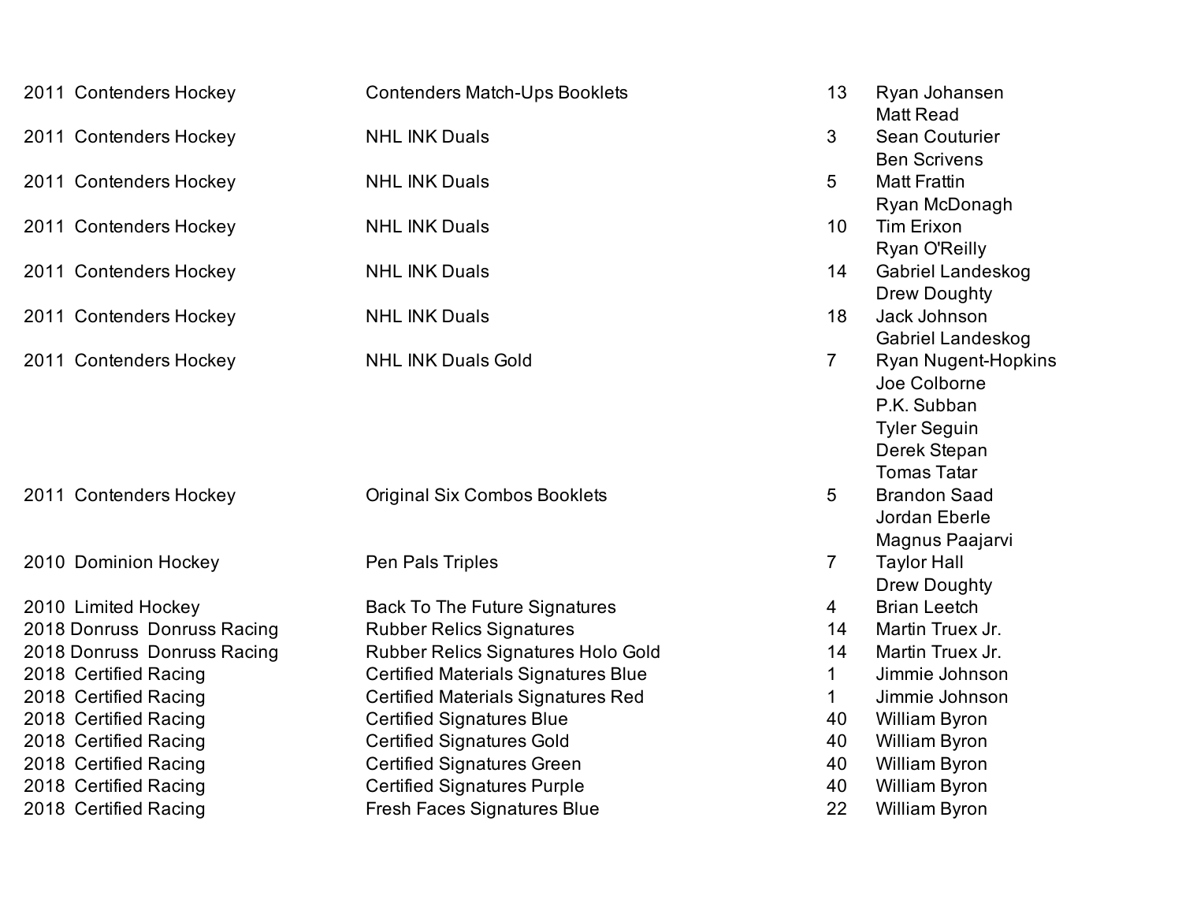| | | | |
|---|---|---|---|
| 2011 Contenders Hockey | Contenders Match-Ups Booklets | 13 | Ryan Johansen<br>Matt Read |
| 2011 Contenders Hockey | NHL INK Duals | 3 | Sean Couturier<br>Ben Scrivens |
| 2011 Contenders Hockey | NHL INK Duals | 5 | Matt Frattin<br>Ryan McDonagh |
| 2011 Contenders Hockey | NHL INK Duals | 10 | Tim Erixon<br>Ryan O'Reilly |
| 2011 Contenders Hockey | NHL INK Duals | 14 | Gabriel Landeskog<br>Drew Doughty |
| 2011 Contenders Hockey | NHL INK Duals | 18 | Jack Johnson<br>Gabriel Landeskog |
| 2011 Contenders Hockey | NHL INK Duals Gold | 7 | Ryan Nugent-Hopkins<br>Joe Colborne<br>P.K. Subban<br>Tyler Seguin<br>Derek Stepan<br>Tomas Tatar |
| 2011 Contenders Hockey | Original Six Combos Booklets | 5 | Brandon Saad<br>Jordan Eberle<br>Magnus Paajarvi |
| 2010 Dominion Hockey | Pen Pals Triples | 7 | Taylor Hall<br>Drew Doughty |
| 2010 Limited Hockey | Back To The Future Signatures | 4 | Brian Leetch |
| 2018 Donruss Donruss Racing | Rubber Relics Signatures | 14 | Martin Truex Jr. |
| 2018 Donruss Donruss Racing | Rubber Relics Signatures Holo Gold | 14 | Martin Truex Jr. |
| 2018 Certified Racing | Certified Materials Signatures Blue | 1 | Jimmie Johnson |
| 2018 Certified Racing | Certified Materials Signatures Red | 1 | Jimmie Johnson |
| 2018 Certified Racing | Certified Signatures Blue | 40 | William Byron |
| 2018 Certified Racing | Certified Signatures Gold | 40 | William Byron |
| 2018 Certified Racing | Certified Signatures Green | 40 | William Byron |
| 2018 Certified Racing | Certified Signatures Purple | 40 | William Byron |
| 2018 Certified Racing | Fresh Faces Signatures Blue | 22 | William Byron |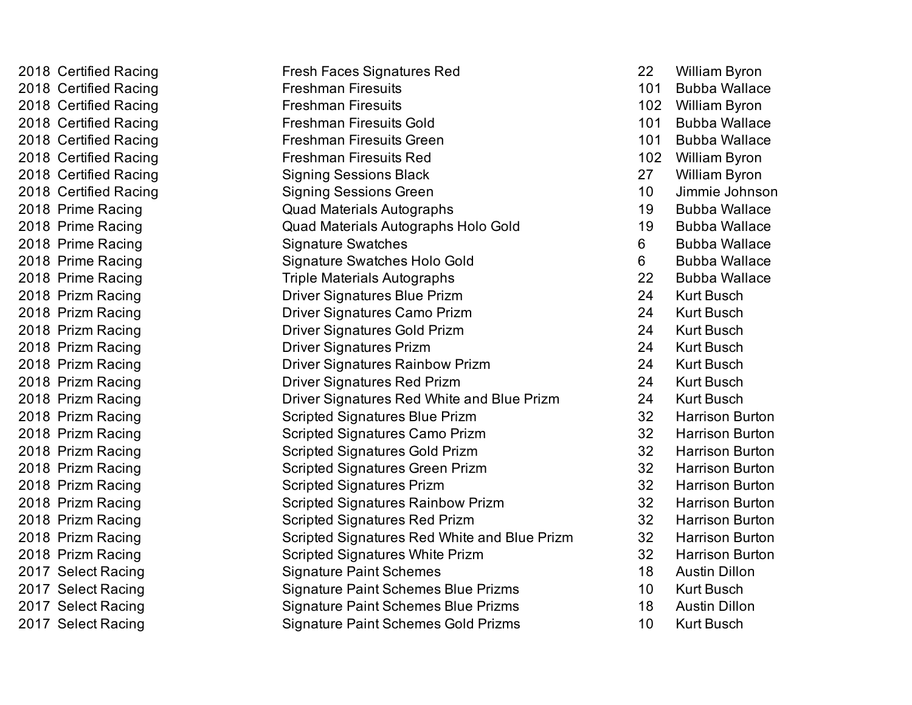| | | | |
|---|---|---|---|
| 2018 Certified Racing | Fresh Faces Signatures Red | 22 | William Byron |
| 2018 Certified Racing | Freshman Firesuits | 101 | Bubba Wallace |
| 2018 Certified Racing | Freshman Firesuits | 102 | William Byron |
| 2018 Certified Racing | Freshman Firesuits Gold | 101 | Bubba Wallace |
| 2018 Certified Racing | Freshman Firesuits Green | 101 | Bubba Wallace |
| 2018 Certified Racing | Freshman Firesuits Red | 102 | William Byron |
| 2018 Certified Racing | Signing Sessions Black | 27 | William Byron |
| 2018 Certified Racing | Signing Sessions Green | 10 | Jimmie Johnson |
| 2018 Prime Racing | Quad Materials Autographs | 19 | Bubba Wallace |
| 2018 Prime Racing | Quad Materials Autographs Holo Gold | 19 | Bubba Wallace |
| 2018 Prime Racing | Signature Swatches | 6 | Bubba Wallace |
| 2018 Prime Racing | Signature Swatches Holo Gold | 6 | Bubba Wallace |
| 2018 Prime Racing | Triple Materials Autographs | 22 | Bubba Wallace |
| 2018 Prizm Racing | Driver Signatures Blue Prizm | 24 | Kurt Busch |
| 2018 Prizm Racing | Driver Signatures Camo Prizm | 24 | Kurt Busch |
| 2018 Prizm Racing | Driver Signatures Gold Prizm | 24 | Kurt Busch |
| 2018 Prizm Racing | Driver Signatures Prizm | 24 | Kurt Busch |
| 2018 Prizm Racing | Driver Signatures Rainbow Prizm | 24 | Kurt Busch |
| 2018 Prizm Racing | Driver Signatures Red Prizm | 24 | Kurt Busch |
| 2018 Prizm Racing | Driver Signatures Red White and Blue Prizm | 24 | Kurt Busch |
| 2018 Prizm Racing | Scripted Signatures Blue Prizm | 32 | Harrison Burton |
| 2018 Prizm Racing | Scripted Signatures Camo Prizm | 32 | Harrison Burton |
| 2018 Prizm Racing | Scripted Signatures Gold Prizm | 32 | Harrison Burton |
| 2018 Prizm Racing | Scripted Signatures Green Prizm | 32 | Harrison Burton |
| 2018 Prizm Racing | Scripted Signatures Prizm | 32 | Harrison Burton |
| 2018 Prizm Racing | Scripted Signatures Rainbow Prizm | 32 | Harrison Burton |
| 2018 Prizm Racing | Scripted Signatures Red Prizm | 32 | Harrison Burton |
| 2018 Prizm Racing | Scripted Signatures Red White and Blue Prizm | 32 | Harrison Burton |
| 2018 Prizm Racing | Scripted Signatures White Prizm | 32 | Harrison Burton |
| 2017 Select Racing | Signature Paint Schemes | 18 | Austin Dillon |
| 2017 Select Racing | Signature Paint Schemes Blue Prizms | 10 | Kurt Busch |
| 2017 Select Racing | Signature Paint Schemes Blue Prizms | 18 | Austin Dillon |
| 2017 Select Racing | Signature Paint Schemes Gold Prizms | 10 | Kurt Busch |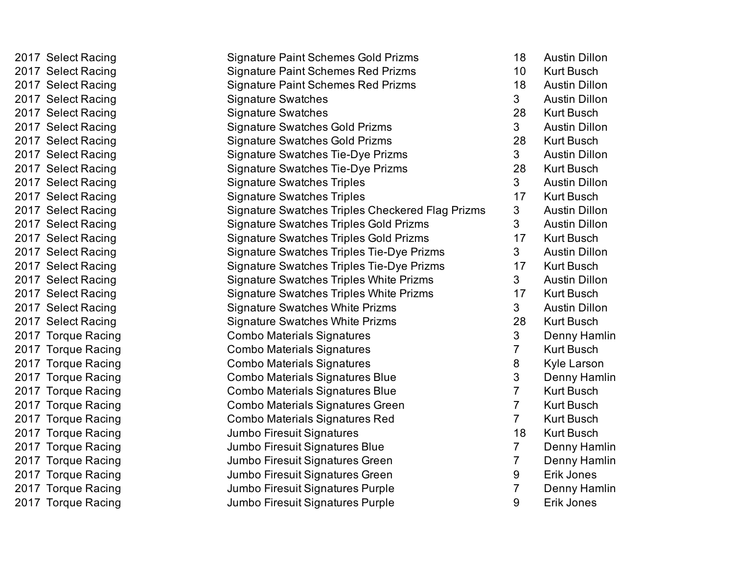| | | | |
|---|---|---|---|
| 2017 Select Racing | Signature Paint Schemes Gold Prizms | 18 | Austin Dillon |
| 2017 Select Racing | Signature Paint Schemes Red Prizms | 10 | Kurt Busch |
| 2017 Select Racing | Signature Paint Schemes Red Prizms | 18 | Austin Dillon |
| 2017 Select Racing | Signature Swatches | 3 | Austin Dillon |
| 2017 Select Racing | Signature Swatches | 28 | Kurt Busch |
| 2017 Select Racing | Signature Swatches Gold Prizms | 3 | Austin Dillon |
| 2017 Select Racing | Signature Swatches Gold Prizms | 28 | Kurt Busch |
| 2017 Select Racing | Signature Swatches Tie-Dye Prizms | 3 | Austin Dillon |
| 2017 Select Racing | Signature Swatches Tie-Dye Prizms | 28 | Kurt Busch |
| 2017 Select Racing | Signature Swatches Triples | 3 | Austin Dillon |
| 2017 Select Racing | Signature Swatches Triples | 17 | Kurt Busch |
| 2017 Select Racing | Signature Swatches Triples Checkered Flag Prizms | 3 | Austin Dillon |
| 2017 Select Racing | Signature Swatches Triples Gold Prizms | 3 | Austin Dillon |
| 2017 Select Racing | Signature Swatches Triples Gold Prizms | 17 | Kurt Busch |
| 2017 Select Racing | Signature Swatches Triples Tie-Dye Prizms | 3 | Austin Dillon |
| 2017 Select Racing | Signature Swatches Triples Tie-Dye Prizms | 17 | Kurt Busch |
| 2017 Select Racing | Signature Swatches Triples White Prizms | 3 | Austin Dillon |
| 2017 Select Racing | Signature Swatches Triples White Prizms | 17 | Kurt Busch |
| 2017 Select Racing | Signature Swatches White Prizms | 3 | Austin Dillon |
| 2017 Select Racing | Signature Swatches White Prizms | 28 | Kurt Busch |
| 2017 Torque Racing | Combo Materials Signatures | 3 | Denny Hamlin |
| 2017 Torque Racing | Combo Materials Signatures | 7 | Kurt Busch |
| 2017 Torque Racing | Combo Materials Signatures | 8 | Kyle Larson |
| 2017 Torque Racing | Combo Materials Signatures Blue | 3 | Denny Hamlin |
| 2017 Torque Racing | Combo Materials Signatures Blue | 7 | Kurt Busch |
| 2017 Torque Racing | Combo Materials Signatures Green | 7 | Kurt Busch |
| 2017 Torque Racing | Combo Materials Signatures Red | 7 | Kurt Busch |
| 2017 Torque Racing | Jumbo Firesuit Signatures | 18 | Kurt Busch |
| 2017 Torque Racing | Jumbo Firesuit Signatures Blue | 7 | Denny Hamlin |
| 2017 Torque Racing | Jumbo Firesuit Signatures Green | 7 | Denny Hamlin |
| 2017 Torque Racing | Jumbo Firesuit Signatures Green | 9 | Erik Jones |
| 2017 Torque Racing | Jumbo Firesuit Signatures Purple | 7 | Denny Hamlin |
| 2017 Torque Racing | Jumbo Firesuit Signatures Purple | 9 | Erik Jones |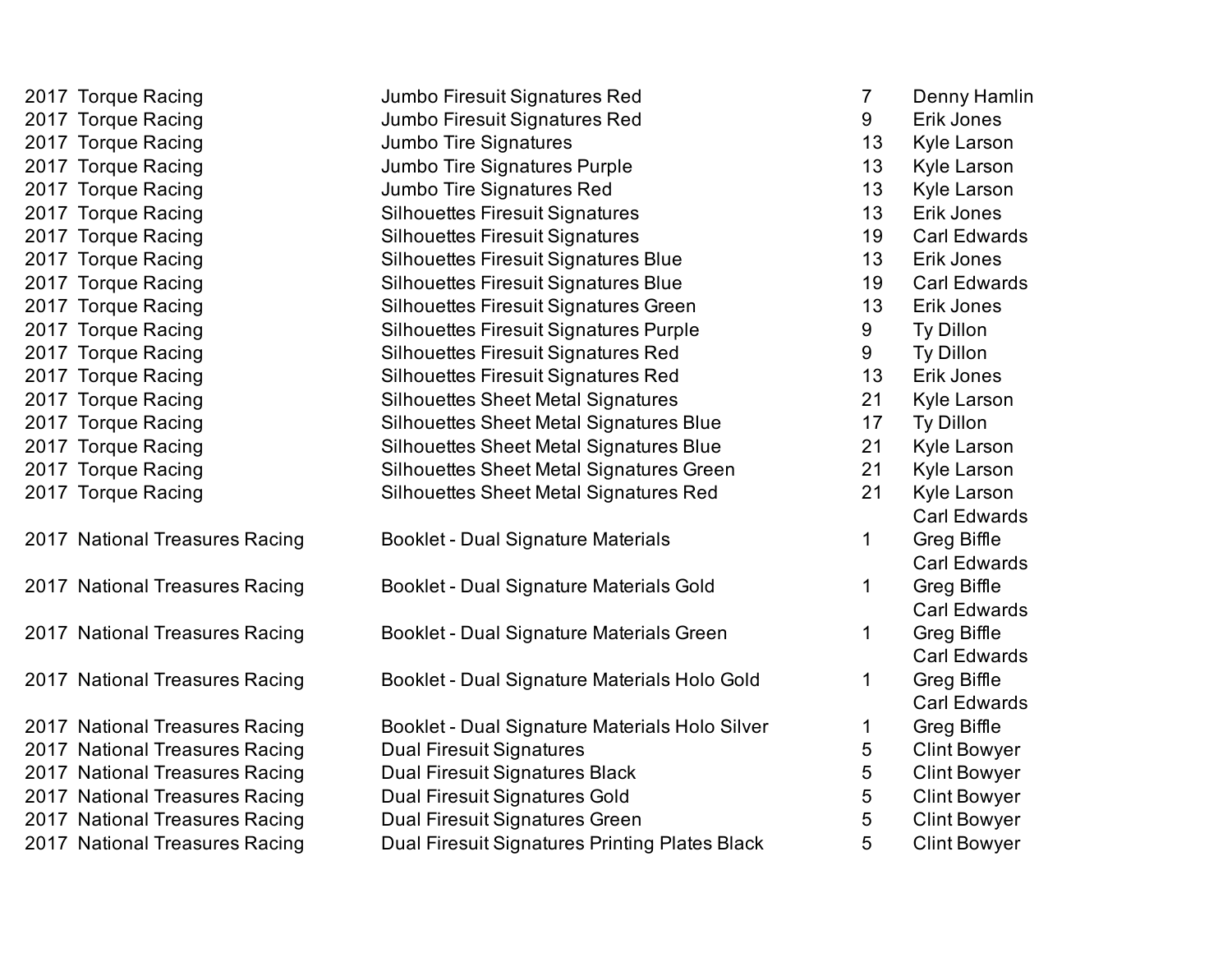| | | | |
|---|---|---|---|
| 2017 Torque Racing | Jumbo Firesuit Signatures Red | 7 | Denny Hamlin |
| 2017 Torque Racing | Jumbo Firesuit Signatures Red | 9 | Erik Jones |
| 2017 Torque Racing | Jumbo Tire Signatures | 13 | Kyle Larson |
| 2017 Torque Racing | Jumbo Tire Signatures Purple | 13 | Kyle Larson |
| 2017 Torque Racing | Jumbo Tire Signatures Red | 13 | Kyle Larson |
| 2017 Torque Racing | Silhouettes Firesuit Signatures | 13 | Erik Jones |
| 2017 Torque Racing | Silhouettes Firesuit Signatures | 19 | Carl Edwards |
| 2017 Torque Racing | Silhouettes Firesuit Signatures Blue | 13 | Erik Jones |
| 2017 Torque Racing | Silhouettes Firesuit Signatures Blue | 19 | Carl Edwards |
| 2017 Torque Racing | Silhouettes Firesuit Signatures Green | 13 | Erik Jones |
| 2017 Torque Racing | Silhouettes Firesuit Signatures Purple | 9 | Ty Dillon |
| 2017 Torque Racing | Silhouettes Firesuit Signatures Red | 9 | Ty Dillon |
| 2017 Torque Racing | Silhouettes Firesuit Signatures Red | 13 | Erik Jones |
| 2017 Torque Racing | Silhouettes Sheet Metal Signatures | 21 | Kyle Larson |
| 2017 Torque Racing | Silhouettes Sheet Metal Signatures Blue | 17 | Ty Dillon |
| 2017 Torque Racing | Silhouettes Sheet Metal Signatures Blue | 21 | Kyle Larson |
| 2017 Torque Racing | Silhouettes Sheet Metal Signatures Green | 21 | Kyle Larson |
| 2017 Torque Racing | Silhouettes Sheet Metal Signatures Red | 21 | Kyle Larson |
| 2017 National Treasures Racing | Booklet - Dual Signature Materials | 1 | Carl Edwards<br>Greg Biffle |
| 2017 National Treasures Racing | Booklet - Dual Signature Materials Gold | 1 | Carl Edwards<br>Greg Biffle |
| 2017 National Treasures Racing | Booklet - Dual Signature Materials Green | 1 | Carl Edwards<br>Greg Biffle |
| 2017 National Treasures Racing | Booklet - Dual Signature Materials Holo Gold | 1 | Carl Edwards<br>Greg Biffle |
| 2017 National Treasures Racing | Booklet - Dual Signature Materials Holo Silver | 1 | Carl Edwards<br>Greg Biffle |
| 2017 National Treasures Racing | Dual Firesuit Signatures | 5 | Clint Bowyer |
| 2017 National Treasures Racing | Dual Firesuit Signatures Black | 5 | Clint Bowyer |
| 2017 National Treasures Racing | Dual Firesuit Signatures Gold | 5 | Clint Bowyer |
| 2017 National Treasures Racing | Dual Firesuit Signatures Green | 5 | Clint Bowyer |
| 2017 National Treasures Racing | Dual Firesuit Signatures Printing Plates Black | 5 | Clint Bowyer |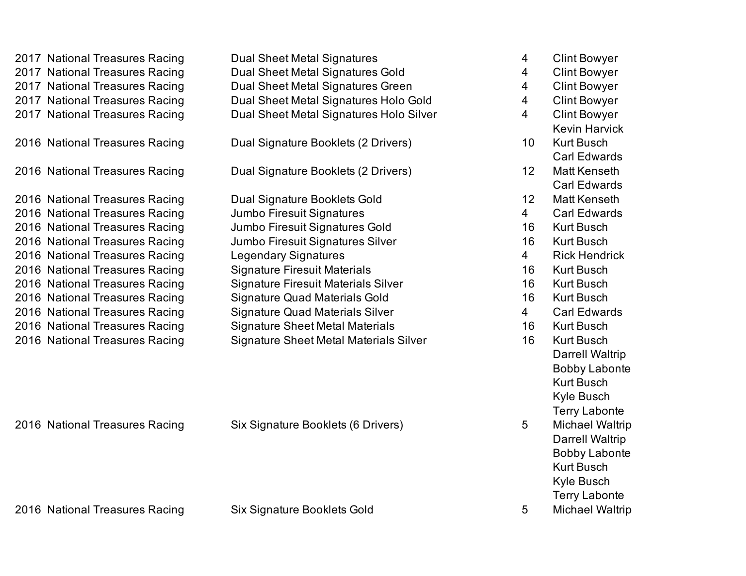| | | | |
|---|---|---|---|
| 2017 National Treasures Racing | Dual Sheet Metal Signatures | 4 | Clint Bowyer |
| 2017 National Treasures Racing | Dual Sheet Metal Signatures Gold | 4 | Clint Bowyer |
| 2017 National Treasures Racing | Dual Sheet Metal Signatures Green | 4 | Clint Bowyer |
| 2017 National Treasures Racing | Dual Sheet Metal Signatures Holo Gold | 4 | Clint Bowyer |
| 2017 National Treasures Racing | Dual Sheet Metal Signatures Holo Silver | 4 | Clint Bowyer |
| | | | Kevin Harvick |
| 2016 National Treasures Racing | Dual Signature Booklets (2 Drivers) | 10 | Kurt Busch |
| | | | Carl Edwards |
| 2016 National Treasures Racing | Dual Signature Booklets (2 Drivers) | 12 | Matt Kenseth |
| | | | Carl Edwards |
| 2016 National Treasures Racing | Dual Signature Booklets Gold | 12 | Matt Kenseth |
| 2016 National Treasures Racing | Jumbo Firesuit Signatures | 4 | Carl Edwards |
| 2016 National Treasures Racing | Jumbo Firesuit Signatures Gold | 16 | Kurt Busch |
| 2016 National Treasures Racing | Jumbo Firesuit Signatures Silver | 16 | Kurt Busch |
| 2016 National Treasures Racing | Legendary Signatures | 4 | Rick Hendrick |
| 2016 National Treasures Racing | Signature Firesuit Materials | 16 | Kurt Busch |
| 2016 National Treasures Racing | Signature Firesuit Materials Silver | 16 | Kurt Busch |
| 2016 National Treasures Racing | Signature Quad Materials Gold | 16 | Kurt Busch |
| 2016 National Treasures Racing | Signature Quad Materials Silver | 4 | Carl Edwards |
| 2016 National Treasures Racing | Signature Sheet Metal Materials | 16 | Kurt Busch |
| 2016 National Treasures Racing | Signature Sheet Metal Materials Silver | 16 | Kurt Busch |
| | | | Darrell Waltrip |
| | | | Bobby Labonte |
| | | | Kurt Busch |
| | | | Kyle Busch |
| | | | Terry Labonte |
| 2016 National Treasures Racing | Six Signature Booklets (6 Drivers) | 5 | Michael Waltrip |
| | | | Darrell Waltrip |
| | | | Bobby Labonte |
| | | | Kurt Busch |
| | | | Kyle Busch |
| | | | Terry Labonte |
| 2016 National Treasures Racing | Six Signature Booklets Gold | 5 | Michael Waltrip |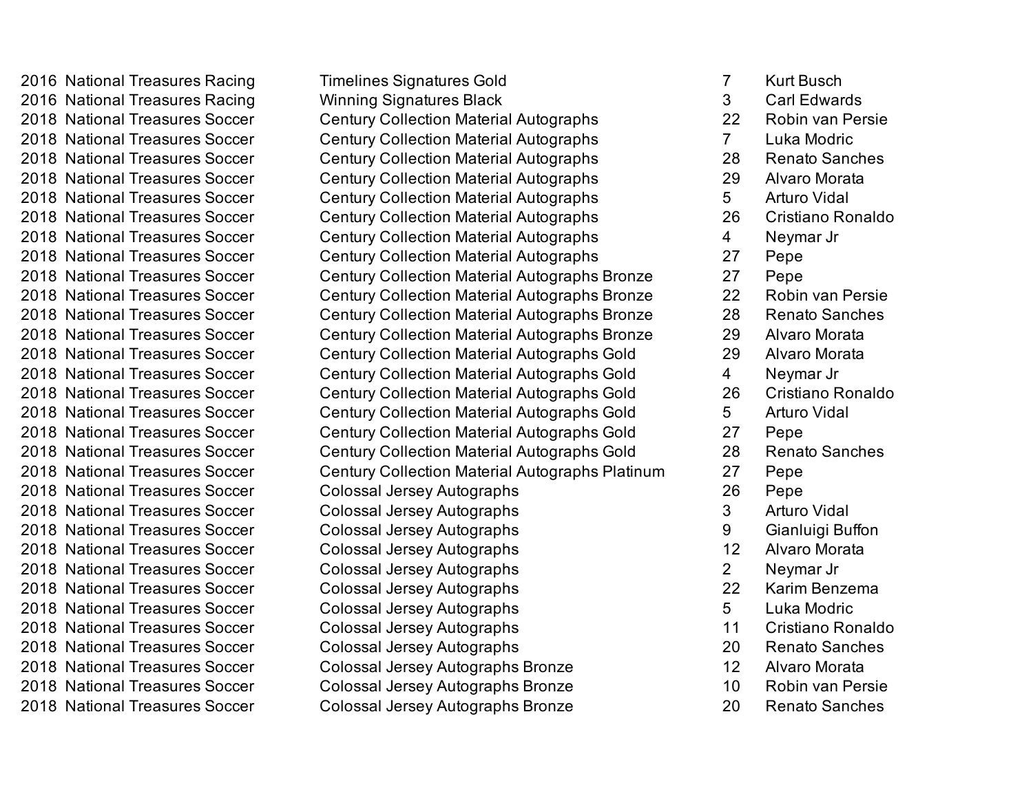| | | | |
|---|---|---|---|
| 2016 National Treasures Racing | Timelines Signatures Gold | 7 | Kurt Busch |
| 2016 National Treasures Racing | Winning Signatures Black | 3 | Carl Edwards |
| 2018 National Treasures Soccer | Century Collection Material Autographs | 22 | Robin van Persie |
| 2018 National Treasures Soccer | Century Collection Material Autographs | 7 | Luka Modric |
| 2018 National Treasures Soccer | Century Collection Material Autographs | 28 | Renato Sanches |
| 2018 National Treasures Soccer | Century Collection Material Autographs | 29 | Alvaro Morata |
| 2018 National Treasures Soccer | Century Collection Material Autographs | 5 | Arturo Vidal |
| 2018 National Treasures Soccer | Century Collection Material Autographs | 26 | Cristiano Ronaldo |
| 2018 National Treasures Soccer | Century Collection Material Autographs | 4 | Neymar Jr |
| 2018 National Treasures Soccer | Century Collection Material Autographs | 27 | Pepe |
| 2018 National Treasures Soccer | Century Collection Material Autographs Bronze | 27 | Pepe |
| 2018 National Treasures Soccer | Century Collection Material Autographs Bronze | 22 | Robin van Persie |
| 2018 National Treasures Soccer | Century Collection Material Autographs Bronze | 28 | Renato Sanches |
| 2018 National Treasures Soccer | Century Collection Material Autographs Bronze | 29 | Alvaro Morata |
| 2018 National Treasures Soccer | Century Collection Material Autographs Gold | 29 | Alvaro Morata |
| 2018 National Treasures Soccer | Century Collection Material Autographs Gold | 4 | Neymar Jr |
| 2018 National Treasures Soccer | Century Collection Material Autographs Gold | 26 | Cristiano Ronaldo |
| 2018 National Treasures Soccer | Century Collection Material Autographs Gold | 5 | Arturo Vidal |
| 2018 National Treasures Soccer | Century Collection Material Autographs Gold | 27 | Pepe |
| 2018 National Treasures Soccer | Century Collection Material Autographs Gold | 28 | Renato Sanches |
| 2018 National Treasures Soccer | Century Collection Material Autographs Platinum | 27 | Pepe |
| 2018 National Treasures Soccer | Colossal Jersey Autographs | 26 | Pepe |
| 2018 National Treasures Soccer | Colossal Jersey Autographs | 3 | Arturo Vidal |
| 2018 National Treasures Soccer | Colossal Jersey Autographs | 9 | Gianluigi Buffon |
| 2018 National Treasures Soccer | Colossal Jersey Autographs | 12 | Alvaro Morata |
| 2018 National Treasures Soccer | Colossal Jersey Autographs | 2 | Neymar Jr |
| 2018 National Treasures Soccer | Colossal Jersey Autographs | 22 | Karim Benzema |
| 2018 National Treasures Soccer | Colossal Jersey Autographs | 5 | Luka Modric |
| 2018 National Treasures Soccer | Colossal Jersey Autographs | 11 | Cristiano Ronaldo |
| 2018 National Treasures Soccer | Colossal Jersey Autographs | 20 | Renato Sanches |
| 2018 National Treasures Soccer | Colossal Jersey Autographs Bronze | 12 | Alvaro Morata |
| 2018 National Treasures Soccer | Colossal Jersey Autographs Bronze | 10 | Robin van Persie |
| 2018 National Treasures Soccer | Colossal Jersey Autographs Bronze | 20 | Renato Sanches |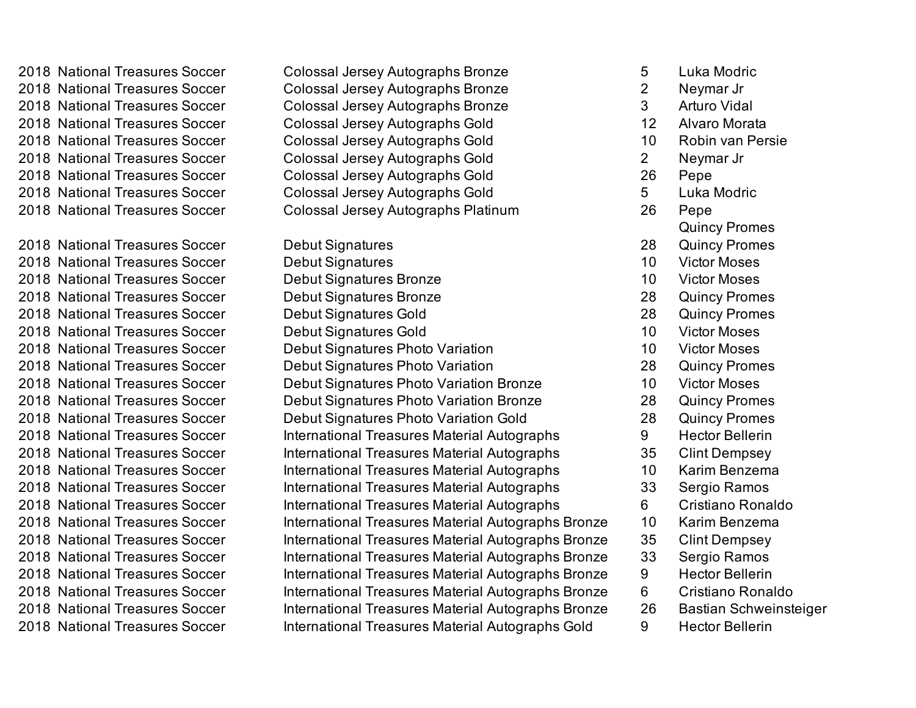| | | | |
|---|---|---|---|
| 2018 National Treasures Soccer | Colossal Jersey Autographs Bronze | 5 | Luka Modric |
| 2018 National Treasures Soccer | Colossal Jersey Autographs Bronze | 2 | Neymar Jr |
| 2018 National Treasures Soccer | Colossal Jersey Autographs Bronze | 3 | Arturo Vidal |
| 2018 National Treasures Soccer | Colossal Jersey Autographs Gold | 12 | Alvaro Morata |
| 2018 National Treasures Soccer | Colossal Jersey Autographs Gold | 10 | Robin van Persie |
| 2018 National Treasures Soccer | Colossal Jersey Autographs Gold | 2 | Neymar Jr |
| 2018 National Treasures Soccer | Colossal Jersey Autographs Gold | 26 | Pepe |
| 2018 National Treasures Soccer | Colossal Jersey Autographs Gold | 5 | Luka Modric |
| 2018 National Treasures Soccer | Colossal Jersey Autographs Platinum | 26 | Pepe |
| | | | Quincy Promes |
| 2018 National Treasures Soccer | Debut Signatures | 28 | Quincy Promes |
| 2018 National Treasures Soccer | Debut Signatures | 10 | Victor Moses |
| 2018 National Treasures Soccer | Debut Signatures Bronze | 10 | Victor Moses |
| 2018 National Treasures Soccer | Debut Signatures Bronze | 28 | Quincy Promes |
| 2018 National Treasures Soccer | Debut Signatures Gold | 28 | Quincy Promes |
| 2018 National Treasures Soccer | Debut Signatures Gold | 10 | Victor Moses |
| 2018 National Treasures Soccer | Debut Signatures Photo Variation | 10 | Victor Moses |
| 2018 National Treasures Soccer | Debut Signatures Photo Variation | 28 | Quincy Promes |
| 2018 National Treasures Soccer | Debut Signatures Photo Variation Bronze | 10 | Victor Moses |
| 2018 National Treasures Soccer | Debut Signatures Photo Variation Bronze | 28 | Quincy Promes |
| 2018 National Treasures Soccer | Debut Signatures Photo Variation Gold | 28 | Quincy Promes |
| 2018 National Treasures Soccer | International Treasures Material Autographs | 9 | Hector Bellerin |
| 2018 National Treasures Soccer | International Treasures Material Autographs | 35 | Clint Dempsey |
| 2018 National Treasures Soccer | International Treasures Material Autographs | 10 | Karim Benzema |
| 2018 National Treasures Soccer | International Treasures Material Autographs | 33 | Sergio Ramos |
| 2018 National Treasures Soccer | International Treasures Material Autographs | 6 | Cristiano Ronaldo |
| 2018 National Treasures Soccer | International Treasures Material Autographs Bronze | 10 | Karim Benzema |
| 2018 National Treasures Soccer | International Treasures Material Autographs Bronze | 35 | Clint Dempsey |
| 2018 National Treasures Soccer | International Treasures Material Autographs Bronze | 33 | Sergio Ramos |
| 2018 National Treasures Soccer | International Treasures Material Autographs Bronze | 9 | Hector Bellerin |
| 2018 National Treasures Soccer | International Treasures Material Autographs Bronze | 6 | Cristiano Ronaldo |
| 2018 National Treasures Soccer | International Treasures Material Autographs Bronze | 26 | Bastian Schweinsteiger |
| 2018 National Treasures Soccer | International Treasures Material Autographs Gold | 9 | Hector Bellerin |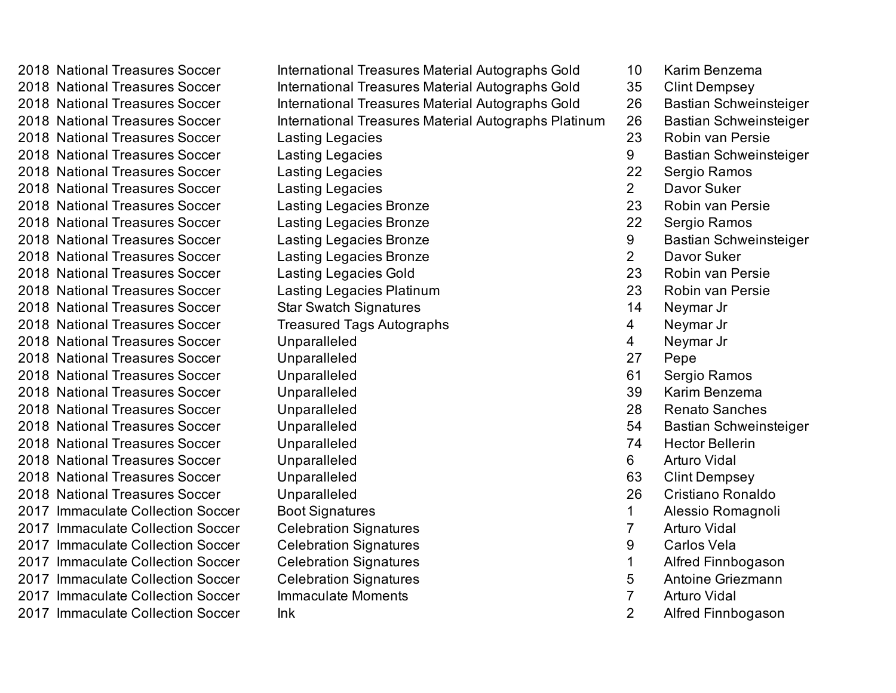| | | | |
|---|---|---|---|
| 2018 National Treasures Soccer | International Treasures Material Autographs Gold | 10 | Karim Benzema |
| 2018 National Treasures Soccer | International Treasures Material Autographs Gold | 35 | Clint Dempsey |
| 2018 National Treasures Soccer | International Treasures Material Autographs Gold | 26 | Bastian Schweinsteiger |
| 2018 National Treasures Soccer | International Treasures Material Autographs Platinum | 26 | Bastian Schweinsteiger |
| 2018 National Treasures Soccer | Lasting Legacies | 23 | Robin van Persie |
| 2018 National Treasures Soccer | Lasting Legacies | 9 | Bastian Schweinsteiger |
| 2018 National Treasures Soccer | Lasting Legacies | 22 | Sergio Ramos |
| 2018 National Treasures Soccer | Lasting Legacies | 2 | Davor Suker |
| 2018 National Treasures Soccer | Lasting Legacies Bronze | 23 | Robin van Persie |
| 2018 National Treasures Soccer | Lasting Legacies Bronze | 22 | Sergio Ramos |
| 2018 National Treasures Soccer | Lasting Legacies Bronze | 9 | Bastian Schweinsteiger |
| 2018 National Treasures Soccer | Lasting Legacies Bronze | 2 | Davor Suker |
| 2018 National Treasures Soccer | Lasting Legacies Gold | 23 | Robin van Persie |
| 2018 National Treasures Soccer | Lasting Legacies Platinum | 23 | Robin van Persie |
| 2018 National Treasures Soccer | Star Swatch Signatures | 14 | Neymar Jr |
| 2018 National Treasures Soccer | Treasured Tags Autographs | 4 | Neymar Jr |
| 2018 National Treasures Soccer | Unparalleled | 4 | Neymar Jr |
| 2018 National Treasures Soccer | Unparalleled | 27 | Pepe |
| 2018 National Treasures Soccer | Unparalleled | 61 | Sergio Ramos |
| 2018 National Treasures Soccer | Unparalleled | 39 | Karim Benzema |
| 2018 National Treasures Soccer | Unparalleled | 28 | Renato Sanches |
| 2018 National Treasures Soccer | Unparalleled | 54 | Bastian Schweinsteiger |
| 2018 National Treasures Soccer | Unparalleled | 74 | Hector Bellerin |
| 2018 National Treasures Soccer | Unparalleled | 6 | Arturo Vidal |
| 2018 National Treasures Soccer | Unparalleled | 63 | Clint Dempsey |
| 2018 National Treasures Soccer | Unparalleled | 26 | Cristiano Ronaldo |
| 2017 Immaculate Collection Soccer | Boot Signatures | 1 | Alessio Romagnoli |
| 2017 Immaculate Collection Soccer | Celebration Signatures | 7 | Arturo Vidal |
| 2017 Immaculate Collection Soccer | Celebration Signatures | 9 | Carlos Vela |
| 2017 Immaculate Collection Soccer | Celebration Signatures | 1 | Alfred Finnbogason |
| 2017 Immaculate Collection Soccer | Celebration Signatures | 5 | Antoine Griezmann |
| 2017 Immaculate Collection Soccer | Immaculate Moments | 7 | Arturo Vidal |
| 2017 Immaculate Collection Soccer | Ink | 2 | Alfred Finnbogason |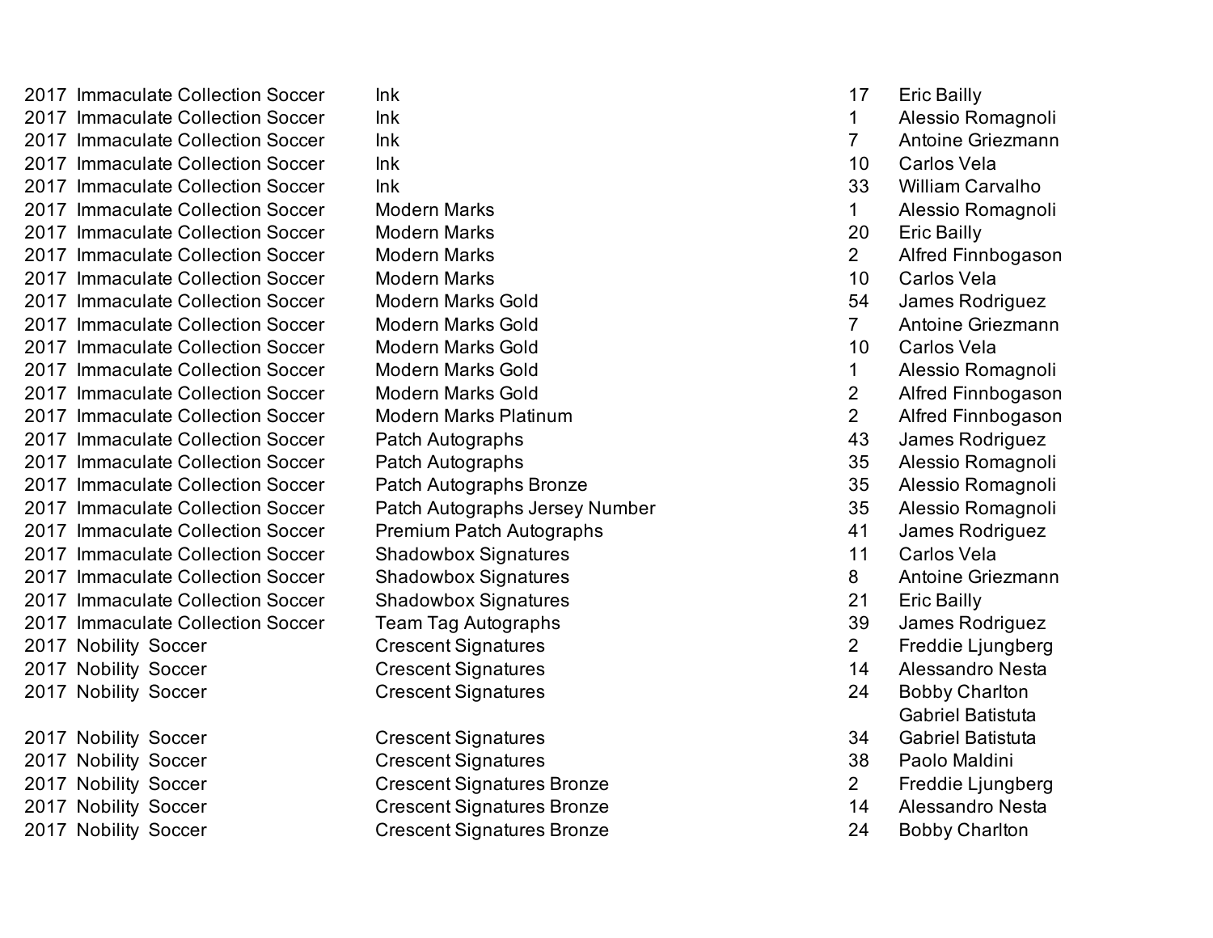| | | | |
|---|---|---|---|
| 2017 Immaculate Collection Soccer | Ink | 17 | Eric Bailly |
| 2017 Immaculate Collection Soccer | Ink | 1 | Alessio Romagnoli |
| 2017 Immaculate Collection Soccer | Ink | 7 | Antoine Griezmann |
| 2017 Immaculate Collection Soccer | Ink | 10 | Carlos Vela |
| 2017 Immaculate Collection Soccer | Ink | 33 | William Carvalho |
| 2017 Immaculate Collection Soccer | Modern Marks | 1 | Alessio Romagnoli |
| 2017 Immaculate Collection Soccer | Modern Marks | 20 | Eric Bailly |
| 2017 Immaculate Collection Soccer | Modern Marks | 2 | Alfred Finnbogason |
| 2017 Immaculate Collection Soccer | Modern Marks | 10 | Carlos Vela |
| 2017 Immaculate Collection Soccer | Modern Marks Gold | 54 | James Rodriguez |
| 2017 Immaculate Collection Soccer | Modern Marks Gold | 7 | Antoine Griezmann |
| 2017 Immaculate Collection Soccer | Modern Marks Gold | 10 | Carlos Vela |
| 2017 Immaculate Collection Soccer | Modern Marks Gold | 1 | Alessio Romagnoli |
| 2017 Immaculate Collection Soccer | Modern Marks Gold | 2 | Alfred Finnbogason |
| 2017 Immaculate Collection Soccer | Modern Marks Platinum | 2 | Alfred Finnbogason |
| 2017 Immaculate Collection Soccer | Patch Autographs | 43 | James Rodriguez |
| 2017 Immaculate Collection Soccer | Patch Autographs | 35 | Alessio Romagnoli |
| 2017 Immaculate Collection Soccer | Patch Autographs Bronze | 35 | Alessio Romagnoli |
| 2017 Immaculate Collection Soccer | Patch Autographs Jersey Number | 35 | Alessio Romagnoli |
| 2017 Immaculate Collection Soccer | Premium Patch Autographs | 41 | James Rodriguez |
| 2017 Immaculate Collection Soccer | Shadowbox Signatures | 11 | Carlos Vela |
| 2017 Immaculate Collection Soccer | Shadowbox Signatures | 8 | Antoine Griezmann |
| 2017 Immaculate Collection Soccer | Shadowbox Signatures | 21 | Eric Bailly |
| 2017 Immaculate Collection Soccer | Team Tag Autographs | 39 | James Rodriguez |
| 2017 Nobility Soccer | Crescent Signatures | 2 | Freddie Ljungberg |
| 2017 Nobility Soccer | Crescent Signatures | 14 | Alessandro Nesta |
| 2017 Nobility Soccer | Crescent Signatures | 24 | Bobby Charlton |
| | | | Gabriel Batistuta |
| 2017 Nobility Soccer | Crescent Signatures | 34 | Gabriel Batistuta |
| 2017 Nobility Soccer | Crescent Signatures | 38 | Paolo Maldini |
| 2017 Nobility Soccer | Crescent Signatures Bronze | 2 | Freddie Ljungberg |
| 2017 Nobility Soccer | Crescent Signatures Bronze | 14 | Alessandro Nesta |
| 2017 Nobility Soccer | Crescent Signatures Bronze | 24 | Bobby Charlton |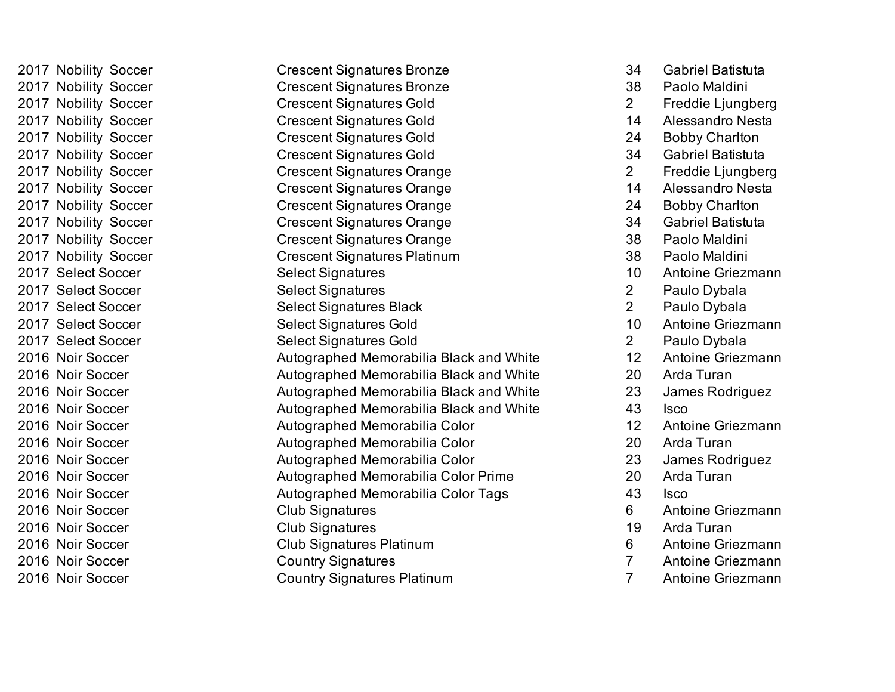| | | | |
|---|---|---|---|
| 2017 Nobility Soccer | Crescent Signatures Bronze | 34 | Gabriel Batistuta |
| 2017 Nobility Soccer | Crescent Signatures Bronze | 38 | Paolo Maldini |
| 2017 Nobility Soccer | Crescent Signatures Gold | 2 | Freddie Ljungberg |
| 2017 Nobility Soccer | Crescent Signatures Gold | 14 | Alessandro Nesta |
| 2017 Nobility Soccer | Crescent Signatures Gold | 24 | Bobby Charlton |
| 2017 Nobility Soccer | Crescent Signatures Gold | 34 | Gabriel Batistuta |
| 2017 Nobility Soccer | Crescent Signatures Orange | 2 | Freddie Ljungberg |
| 2017 Nobility Soccer | Crescent Signatures Orange | 14 | Alessandro Nesta |
| 2017 Nobility Soccer | Crescent Signatures Orange | 24 | Bobby Charlton |
| 2017 Nobility Soccer | Crescent Signatures Orange | 34 | Gabriel Batistuta |
| 2017 Nobility Soccer | Crescent Signatures Orange | 38 | Paolo Maldini |
| 2017 Nobility Soccer | Crescent Signatures Platinum | 38 | Paolo Maldini |
| 2017 Select Soccer | Select Signatures | 10 | Antoine Griezmann |
| 2017 Select Soccer | Select Signatures | 2 | Paulo Dybala |
| 2017 Select Soccer | Select Signatures Black | 2 | Paulo Dybala |
| 2017 Select Soccer | Select Signatures Gold | 10 | Antoine Griezmann |
| 2017 Select Soccer | Select Signatures Gold | 2 | Paulo Dybala |
| 2016 Noir Soccer | Autographed Memorabilia Black and White | 12 | Antoine Griezmann |
| 2016 Noir Soccer | Autographed Memorabilia Black and White | 20 | Arda Turan |
| 2016 Noir Soccer | Autographed Memorabilia Black and White | 23 | James Rodriguez |
| 2016 Noir Soccer | Autographed Memorabilia Black and White | 43 | Isco |
| 2016 Noir Soccer | Autographed Memorabilia Color | 12 | Antoine Griezmann |
| 2016 Noir Soccer | Autographed Memorabilia Color | 20 | Arda Turan |
| 2016 Noir Soccer | Autographed Memorabilia Color | 23 | James Rodriguez |
| 2016 Noir Soccer | Autographed Memorabilia Color Prime | 20 | Arda Turan |
| 2016 Noir Soccer | Autographed Memorabilia Color Tags | 43 | Isco |
| 2016 Noir Soccer | Club Signatures | 6 | Antoine Griezmann |
| 2016 Noir Soccer | Club Signatures | 19 | Arda Turan |
| 2016 Noir Soccer | Club Signatures Platinum | 6 | Antoine Griezmann |
| 2016 Noir Soccer | Country Signatures | 7 | Antoine Griezmann |
| 2016 Noir Soccer | Country Signatures Platinum | 7 | Antoine Griezmann |